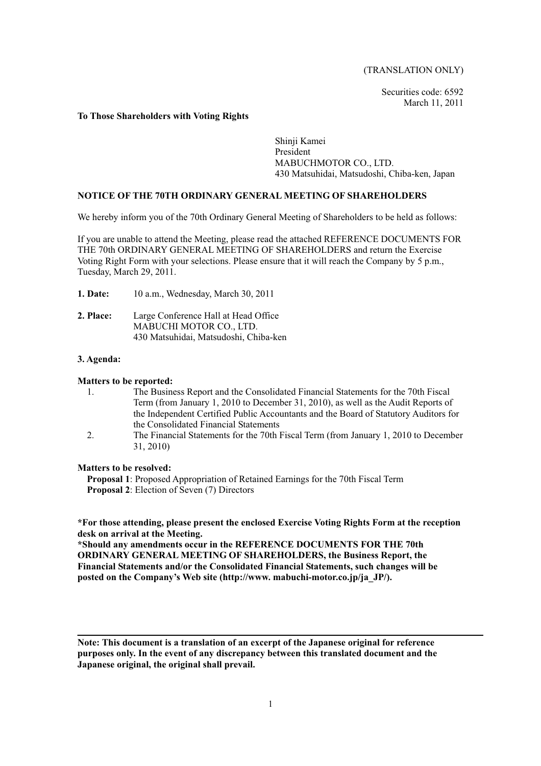(TRANSLATION ONLY)

Securities code: 6592
March 11, 2011

**To Those Shareholders with Voting Rights**

Shinji Kamei
President
MABUCHMOTOR CO., LTD.
430 Matsuhidai, Matsudoshi, Chiba-ken, Japan

## NOTICE OF THE 70TH ORDINARY GENERAL MEETING OF SHAREHOLDERS

We hereby inform you of the 70th Ordinary General Meeting of Shareholders to be held as follows:

If you are unable to attend the Meeting, please read the attached REFERENCE DOCUMENTS FOR THE 70th ORDINARY GENERAL MEETING OF SHAREHOLDERS and return the Exercise Voting Right Form with your selections. Please ensure that it will reach the Company by 5 p.m., Tuesday, March 29, 2011.

**1. Date:** 10 a.m., Wednesday, March 30, 2011

**2. Place:** Large Conference Hall at Head Office
MABUCHI MOTOR CO., LTD.
430 Matsuhidai, Matsudoshi, Chiba-ken

**3. Agenda:**

**Matters to be reported:**

1. The Business Report and the Consolidated Financial Statements for the 70th Fiscal Term (from January 1, 2010 to December 31, 2010), as well as the Audit Reports of the Independent Certified Public Accountants and the Board of Statutory Auditors for the Consolidated Financial Statements
2. The Financial Statements for the 70th Fiscal Term (from January 1, 2010 to December 31, 2010)

**Matters to be resolved:**

**Proposal 1**: Proposed Appropriation of Retained Earnings for the 70th Fiscal Term
**Proposal 2**: Election of Seven (7) Directors

**\*For those attending, please present the enclosed Exercise Voting Rights Form at the reception desk on arrival at the Meeting.**
**\*Should any amendments occur in the REFERENCE DOCUMENTS FOR THE 70th ORDINARY GENERAL MEETING OF SHAREHOLDERS, the Business Report, the Financial Statements and/or the Consolidated Financial Statements, such changes will be posted on the Company's Web site (http://www. mabuchi-motor.co.jp/ja_JP/).**

---

**Note: This document is a translation of an excerpt of the Japanese original for reference purposes only. In the event of any discrepancy between this translated document and the Japanese original, the original shall prevail.**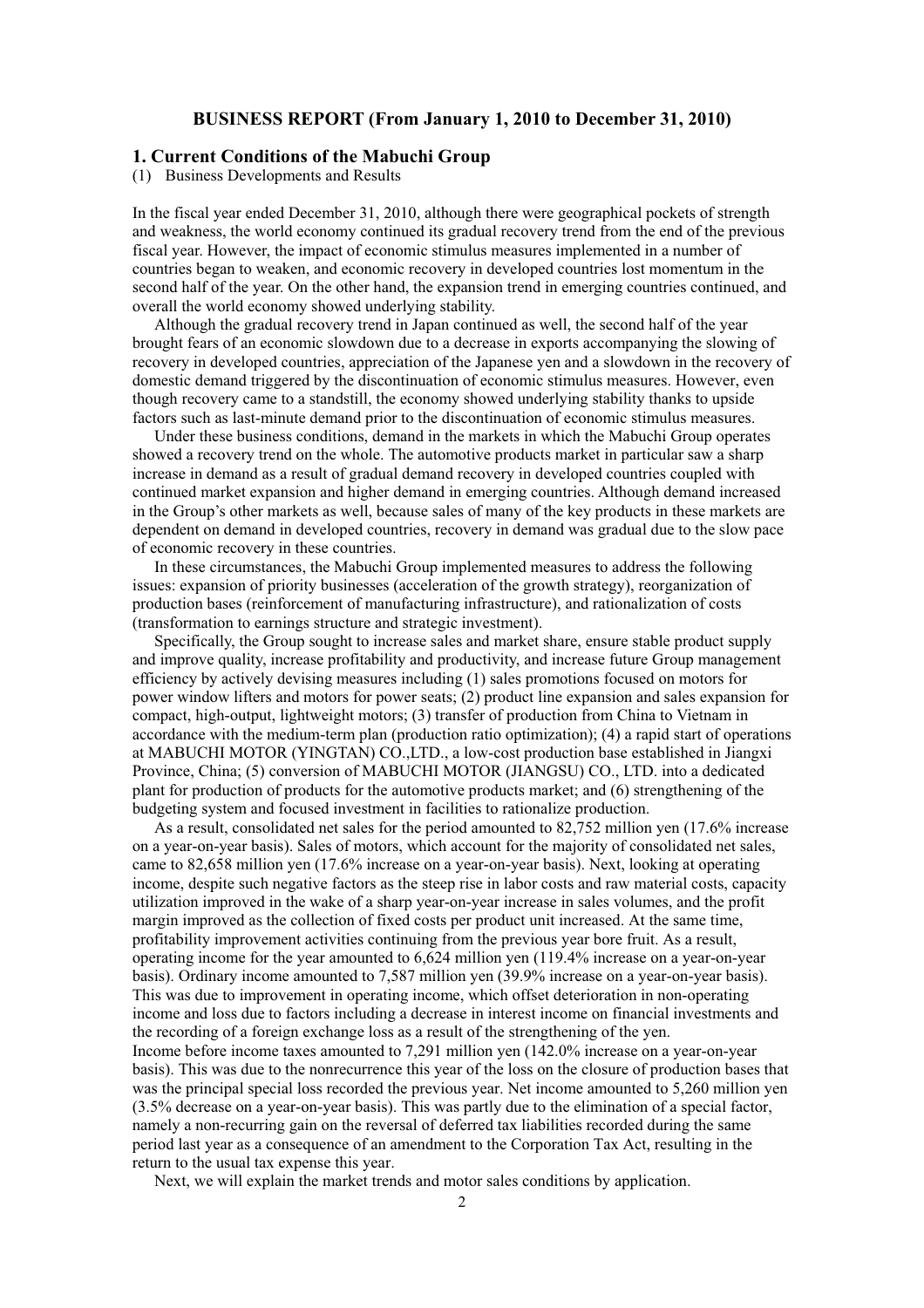# BUSINESS REPORT (From January 1, 2010 to December 31, 2010)

## 1. Current Conditions of the Mabuchi Group

(1) Business Developments and Results

In the fiscal year ended December 31, 2010, although there were geographical pockets of strength and weakness, the world economy continued its gradual recovery trend from the end of the previous fiscal year. However, the impact of economic stimulus measures implemented in a number of countries began to weaken, and economic recovery in developed countries lost momentum in the second half of the year. On the other hand, the expansion trend in emerging countries continued, and overall the world economy showed underlying stability.

Although the gradual recovery trend in Japan continued as well, the second half of the year brought fears of an economic slowdown due to a decrease in exports accompanying the slowing of recovery in developed countries, appreciation of the Japanese yen and a slowdown in the recovery of domestic demand triggered by the discontinuation of economic stimulus measures. However, even though recovery came to a standstill, the economy showed underlying stability thanks to upside factors such as last-minute demand prior to the discontinuation of economic stimulus measures.

Under these business conditions, demand in the markets in which the Mabuchi Group operates showed a recovery trend on the whole. The automotive products market in particular saw a sharp increase in demand as a result of gradual demand recovery in developed countries coupled with continued market expansion and higher demand in emerging countries. Although demand increased in the Group's other markets as well, because sales of many of the key products in these markets are dependent on demand in developed countries, recovery in demand was gradual due to the slow pace of economic recovery in these countries.

In these circumstances, the Mabuchi Group implemented measures to address the following issues: expansion of priority businesses (acceleration of the growth strategy), reorganization of production bases (reinforcement of manufacturing infrastructure), and rationalization of costs (transformation to earnings structure and strategic investment).

Specifically, the Group sought to increase sales and market share, ensure stable product supply and improve quality, increase profitability and productivity, and increase future Group management efficiency by actively devising measures including (1) sales promotions focused on motors for power window lifters and motors for power seats; (2) product line expansion and sales expansion for compact, high-output, lightweight motors; (3) transfer of production from China to Vietnam in accordance with the medium-term plan (production ratio optimization); (4) a rapid start of operations at MABUCHI MOTOR (YINGTAN) CO.,LTD., a low-cost production base established in Jiangxi Province, China; (5) conversion of MABUCHI MOTOR (JIANGSU) CO., LTD. into a dedicated plant for production of products for the automotive products market; and (6) strengthening of the budgeting system and focused investment in facilities to rationalize production.

As a result, consolidated net sales for the period amounted to 82,752 million yen (17.6% increase on a year-on-year basis). Sales of motors, which account for the majority of consolidated net sales, came to 82,658 million yen (17.6% increase on a year-on-year basis). Next, looking at operating income, despite such negative factors as the steep rise in labor costs and raw material costs, capacity utilization improved in the wake of a sharp year-on-year increase in sales volumes, and the profit margin improved as the collection of fixed costs per product unit increased. At the same time, profitability improvement activities continuing from the previous year bore fruit. As a result, operating income for the year amounted to 6,624 million yen (119.4% increase on a year-on-year basis). Ordinary income amounted to 7,587 million yen (39.9% increase on a year-on-year basis). This was due to improvement in operating income, which offset deterioration in non-operating income and loss due to factors including a decrease in interest income on financial investments and the recording of a foreign exchange loss as a result of the strengthening of the yen.

Income before income taxes amounted to 7,291 million yen (142.0% increase on a year-on-year basis). This was due to the nonrecurrence this year of the loss on the closure of production bases that was the principal special loss recorded the previous year. Net income amounted to 5,260 million yen (3.5% decrease on a year-on-year basis). This was partly due to the elimination of a special factor, namely a non-recurring gain on the reversal of deferred tax liabilities recorded during the same period last year as a consequence of an amendment to the Corporation Tax Act, resulting in the return to the usual tax expense this year.

Next, we will explain the market trends and motor sales conditions by application.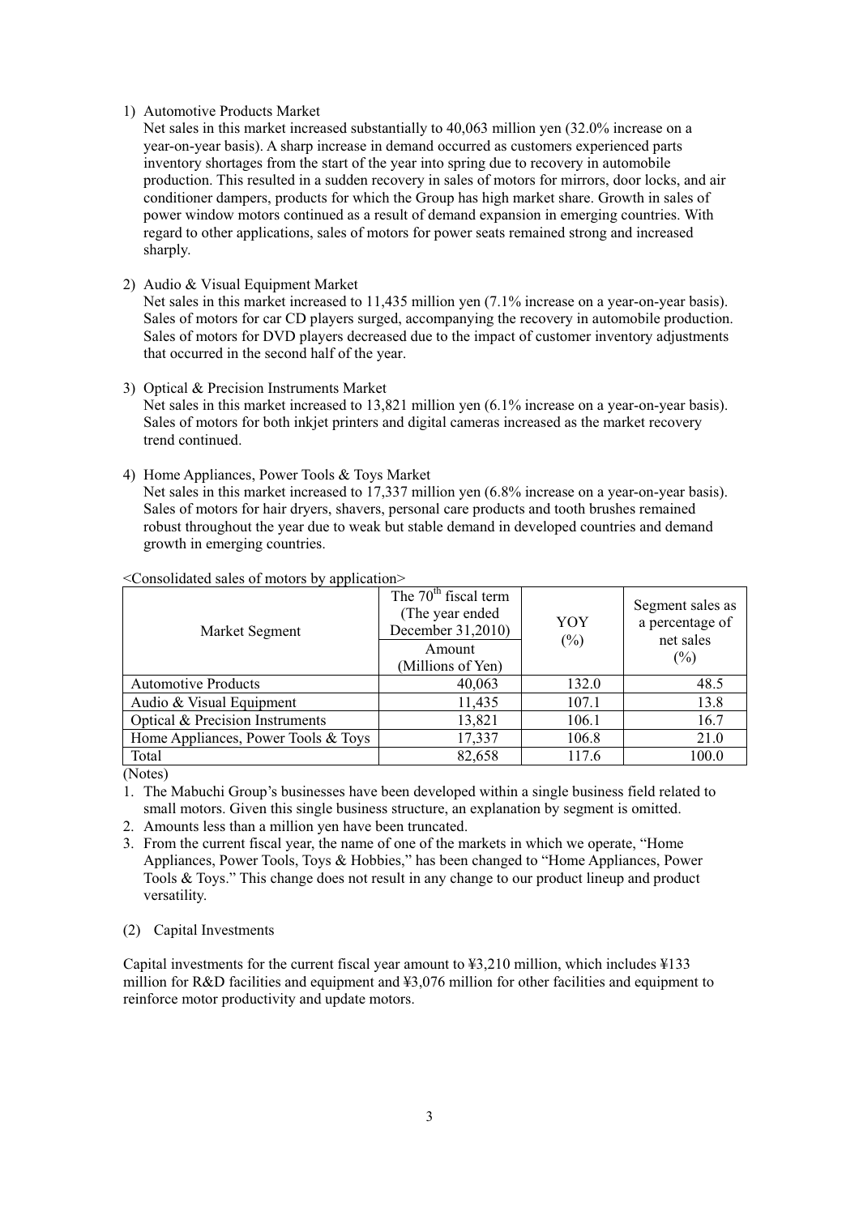1) Automotive Products Market
   Net sales in this market increased substantially to 40,063 million yen (32.0% increase on a year-on-year basis). A sharp increase in demand occurred as customers experienced parts inventory shortages from the start of the year into spring due to recovery in automobile production. This resulted in a sudden recovery in sales of motors for mirrors, door locks, and air conditioner dampers, products for which the Group has high market share. Growth in sales of power window motors continued as a result of demand expansion in emerging countries. With regard to other applications, sales of motors for power seats remained strong and increased sharply.

2) Audio & Visual Equipment Market
   Net sales in this market increased to 11,435 million yen (7.1% increase on a year-on-year basis). Sales of motors for car CD players surged, accompanying the recovery in automobile production. Sales of motors for DVD players decreased due to the impact of customer inventory adjustments that occurred in the second half of the year.

3) Optical & Precision Instruments Market
   Net sales in this market increased to 13,821 million yen (6.1% increase on a year-on-year basis). Sales of motors for both inkjet printers and digital cameras increased as the market recovery trend continued.

4) Home Appliances, Power Tools & Toys Market
   Net sales in this market increased to 17,337 million yen (6.8% increase on a year-on-year basis). Sales of motors for hair dryers, shavers, personal care products and tooth brushes remained robust throughout the year due to weak but stable demand in developed countries and demand growth in emerging countries.

<Consolidated sales of motors by application>

| Market Segment | The 70th fiscal term (The year ended December 31,2010) Amount (Millions of Yen) | YOY (%) | Segment sales as a percentage of net sales (%) |
|---|---|---|---|
| Automotive Products | 40,063 | 132.0 | 48.5 |
| Audio & Visual Equipment | 11,435 | 107.1 | 13.8 |
| Optical & Precision Instruments | 13,821 | 106.1 | 16.7 |
| Home Appliances, Power Tools & Toys | 17,337 | 106.8 | 21.0 |
| Total | 82,658 | 117.6 | 100.0 |

(Notes)

1. The Mabuchi Group's businesses have been developed within a single business field related to small motors. Given this single business structure, an explanation by segment is omitted.
2. Amounts less than a million yen have been truncated.
3. From the current fiscal year, the name of one of the markets in which we operate, "Home Appliances, Power Tools, Toys & Hobbies," has been changed to "Home Appliances, Power Tools & Toys." This change does not result in any change to our product lineup and product versatility.

(2) Capital Investments

Capital investments for the current fiscal year amount to ¥3,210 million, which includes ¥133 million for R&D facilities and equipment and ¥3,076 million for other facilities and equipment to reinforce motor productivity and update motors.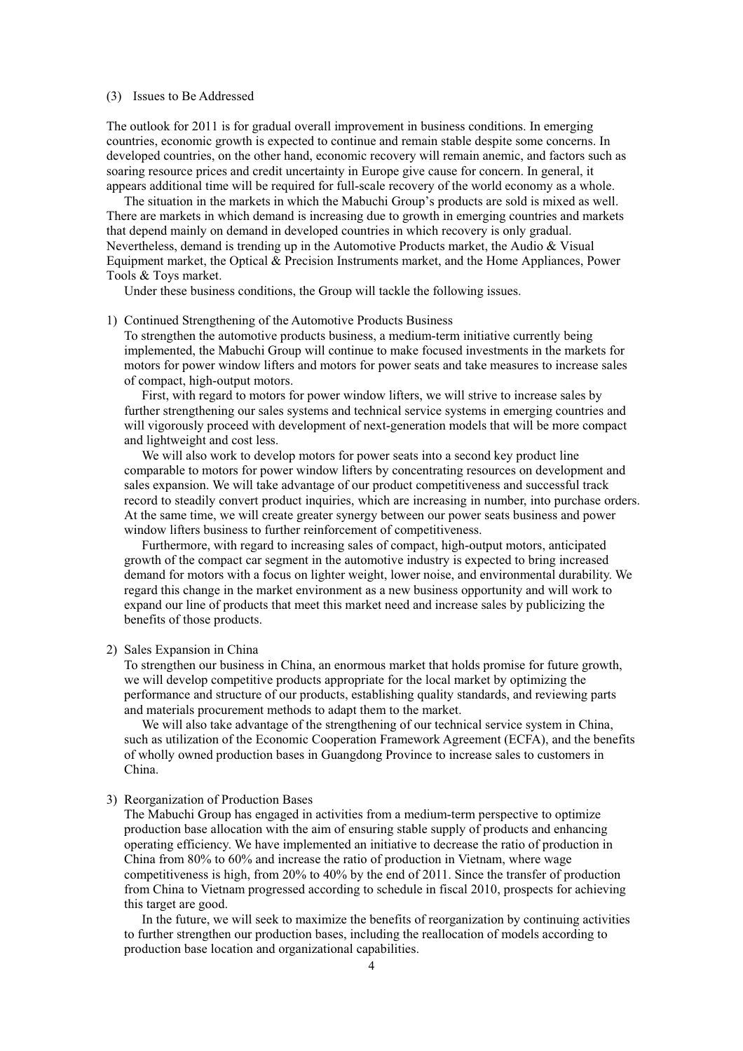### (3) Issues to Be Addressed

The outlook for 2011 is for gradual overall improvement in business conditions. In emerging countries, economic growth is expected to continue and remain stable despite some concerns. In developed countries, on the other hand, economic recovery will remain anemic, and factors such as soaring resource prices and credit uncertainty in Europe give cause for concern. In general, it appears additional time will be required for full-scale recovery of the world economy as a whole.

The situation in the markets in which the Mabuchi Group's products are sold is mixed as well. There are markets in which demand is increasing due to growth in emerging countries and markets that depend mainly on demand in developed countries in which recovery is only gradual. Nevertheless, demand is trending up in the Automotive Products market, the Audio & Visual Equipment market, the Optical & Precision Instruments market, and the Home Appliances, Power Tools & Toys market.

Under these business conditions, the Group will tackle the following issues.

1) Continued Strengthening of the Automotive Products Business

To strengthen the automotive products business, a medium-term initiative currently being implemented, the Mabuchi Group will continue to make focused investments in the markets for motors for power window lifters and motors for power seats and take measures to increase sales of compact, high-output motors.

First, with regard to motors for power window lifters, we will strive to increase sales by further strengthening our sales systems and technical service systems in emerging countries and will vigorously proceed with development of next-generation models that will be more compact and lightweight and cost less.

We will also work to develop motors for power seats into a second key product line comparable to motors for power window lifters by concentrating resources on development and sales expansion. We will take advantage of our product competitiveness and successful track record to steadily convert product inquiries, which are increasing in number, into purchase orders. At the same time, we will create greater synergy between our power seats business and power window lifters business to further reinforcement of competitiveness.

Furthermore, with regard to increasing sales of compact, high-output motors, anticipated growth of the compact car segment in the automotive industry is expected to bring increased demand for motors with a focus on lighter weight, lower noise, and environmental durability. We regard this change in the market environment as a new business opportunity and will work to expand our line of products that meet this market need and increase sales by publicizing the benefits of those products.

2) Sales Expansion in China

To strengthen our business in China, an enormous market that holds promise for future growth, we will develop competitive products appropriate for the local market by optimizing the performance and structure of our products, establishing quality standards, and reviewing parts and materials procurement methods to adapt them to the market.

We will also take advantage of the strengthening of our technical service system in China, such as utilization of the Economic Cooperation Framework Agreement (ECFA), and the benefits of wholly owned production bases in Guangdong Province to increase sales to customers in China.

3) Reorganization of Production Bases

The Mabuchi Group has engaged in activities from a medium-term perspective to optimize production base allocation with the aim of ensuring stable supply of products and enhancing operating efficiency. We have implemented an initiative to decrease the ratio of production in China from 80% to 60% and increase the ratio of production in Vietnam, where wage competitiveness is high, from 20% to 40% by the end of 2011. Since the transfer of production from China to Vietnam progressed according to schedule in fiscal 2010, prospects for achieving this target are good.

In the future, we will seek to maximize the benefits of reorganization by continuing activities to further strengthen our production bases, including the reallocation of models according to production base location and organizational capabilities.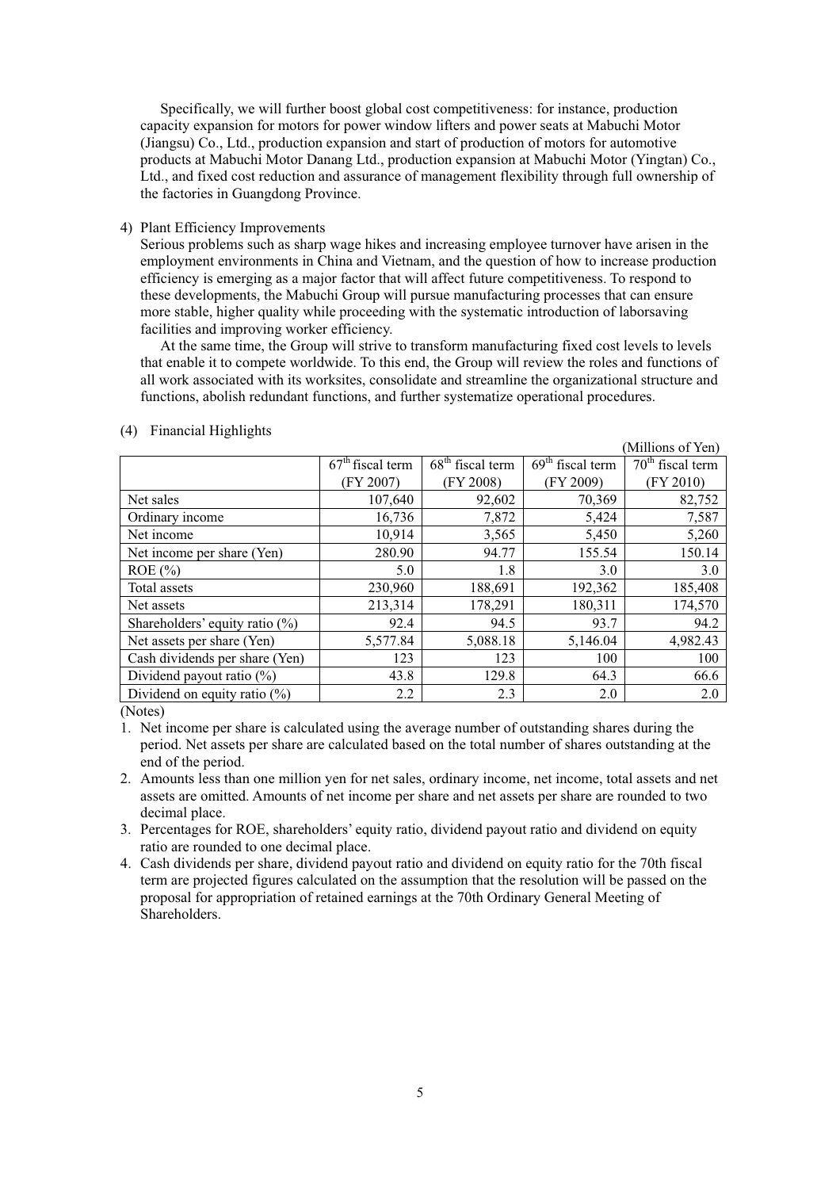Specifically, we will further boost global cost competitiveness: for instance, production capacity expansion for motors for power window lifters and power seats at Mabuchi Motor (Jiangsu) Co., Ltd., production expansion and start of production of motors for automotive products at Mabuchi Motor Danang Ltd., production expansion at Mabuchi Motor (Yingtan) Co., Ltd., and fixed cost reduction and assurance of management flexibility through full ownership of the factories in Guangdong Province.

4) Plant Efficiency Improvements

Serious problems such as sharp wage hikes and increasing employee turnover have arisen in the employment environments in China and Vietnam, and the question of how to increase production efficiency is emerging as a major factor that will affect future competitiveness. To respond to these developments, the Mabuchi Group will pursue manufacturing processes that can ensure more stable, higher quality while proceeding with the systematic introduction of laborsaving facilities and improving worker efficiency.

At the same time, the Group will strive to transform manufacturing fixed cost levels to levels that enable it to compete worldwide. To this end, the Group will review the roles and functions of all work associated with its worksites, consolidate and streamline the organizational structure and functions, abolish redundant functions, and further systematize operational procedures.

(4) Financial Highlights

(Millions of Yen)

| | 67th fiscal term (FY 2007) | 68th fiscal term (FY 2008) | 69th fiscal term (FY 2009) | 70th fiscal term (FY 2010) |
|---|---|---|---|---|
| Net sales | 107,640 | 92,602 | 70,369 | 82,752 |
| Ordinary income | 16,736 | 7,872 | 5,424 | 7,587 |
| Net income | 10,914 | 3,565 | 5,450 | 5,260 |
| Net income per share (Yen) | 280.90 | 94.77 | 155.54 | 150.14 |
| ROE (%) | 5.0 | 1.8 | 3.0 | 3.0 |
| Total assets | 230,960 | 188,691 | 192,362 | 185,408 |
| Net assets | 213,314 | 178,291 | 180,311 | 174,570 |
| Shareholders' equity ratio (%) | 92.4 | 94.5 | 93.7 | 94.2 |
| Net assets per share (Yen) | 5,577.84 | 5,088.18 | 5,146.04 | 4,982.43 |
| Cash dividends per share (Yen) | 123 | 123 | 100 | 100 |
| Dividend payout ratio (%) | 43.8 | 129.8 | 64.3 | 66.6 |
| Dividend on equity ratio (%) | 2.2 | 2.3 | 2.0 | 2.0 |

(Notes)

1. Net income per share is calculated using the average number of outstanding shares during the period. Net assets per share are calculated based on the total number of shares outstanding at the end of the period.
2. Amounts less than one million yen for net sales, ordinary income, net income, total assets and net assets are omitted. Amounts of net income per share and net assets per share are rounded to two decimal place.
3. Percentages for ROE, shareholders' equity ratio, dividend payout ratio and dividend on equity ratio are rounded to one decimal place.
4. Cash dividends per share, dividend payout ratio and dividend on equity ratio for the 70th fiscal term are projected figures calculated on the assumption that the resolution will be passed on the proposal for appropriation of retained earnings at the 70th Ordinary General Meeting of Shareholders.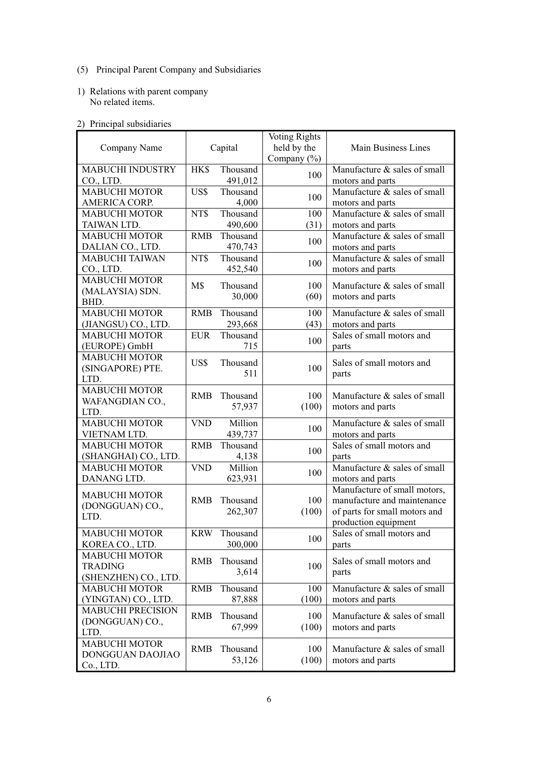(5) Principal Parent Company and Subsidiaries

1) Relations with parent company
No related items.

2) Principal subsidiaries

| Company Name | Capital | | Voting Rights held by the Company (%) | Main Business Lines |
|---|---|---|---|---|
| MABUCHI INDUSTRY CO., LTD. | HK$ | Thousand 491,012 | 100 | Manufacture & sales of small motors and parts |
| MABUCHI MOTOR AMERICA CORP. | US$ | Thousand 4,000 | 100 | Manufacture & sales of small motors and parts |
| MABUCHI MOTOR TAIWAN LTD. | NT$ | Thousand 490,600 | 100 (31) | Manufacture & sales of small motors and parts |
| MABUCHI MOTOR DALIAN CO., LTD. | RMB | Thousand 470,743 | 100 | Manufacture & sales of small motors and parts |
| MABUCHI TAIWAN CO., LTD. | NT$ | Thousand 452,540 | 100 | Manufacture & sales of small motors and parts |
| MABUCHI MOTOR (MALAYSIA) SDN. BHD. | M$ | Thousand 30,000 | 100 (60) | Manufacture & sales of small motors and parts |
| MABUCHI MOTOR (JIANGSU) CO., LTD. | RMB | Thousand 293,668 | 100 (43) | Manufacture & sales of small motors and parts |
| MABUCHI MOTOR (EUROPE) GmbH | EUR | Thousand 715 | 100 | Sales of small motors and parts |
| MABUCHI MOTOR (SINGAPORE) PTE. LTD. | US$ | Thousand 511 | 100 | Sales of small motors and parts |
| MABUCHI MOTOR WAFANGDIAN CO., LTD. | RMB | Thousand 57,937 | 100 (100) | Manufacture & sales of small motors and parts |
| MABUCHI MOTOR VIETNAM LTD. | VND | Million 439,737 | 100 | Manufacture & sales of small motors and parts |
| MABUCHI MOTOR (SHANGHAI) CO., LTD. | RMB | Thousand 4,138 | 100 | Sales of small motors and parts |
| MABUCHI MOTOR DANANG LTD. | VND | Million 623,931 | 100 | Manufacture & sales of small motors and parts |
| MABUCHI MOTOR (DONGGUAN) CO., LTD. | RMB | Thousand 262,307 | 100 (100) | Manufacture of small motors, manufacture and maintenance of parts for small motors and production equipment |
| MABUCHI MOTOR KOREA CO., LTD. | KRW | Thousand 300,000 | 100 | Sales of small motors and parts |
| MABUCHI MOTOR TRADING (SHENZHEN) CO., LTD. | RMB | Thousand 3,614 | 100 | Sales of small motors and parts |
| MABUCHI MOTOR (YINGTAN) CO., LTD. | RMB | Thousand 87,888 | 100 (100) | Manufacture & sales of small motors and parts |
| MABUCHI PRECISION (DONGGUAN) CO., LTD. | RMB | Thousand 67,999 | 100 (100) | Manufacture & sales of small motors and parts |
| MABUCHI MOTOR DONGGUAN DAOJIAO Co., LTD. | RMB | Thousand 53,126 | 100 (100) | Manufacture & sales of small motors and parts |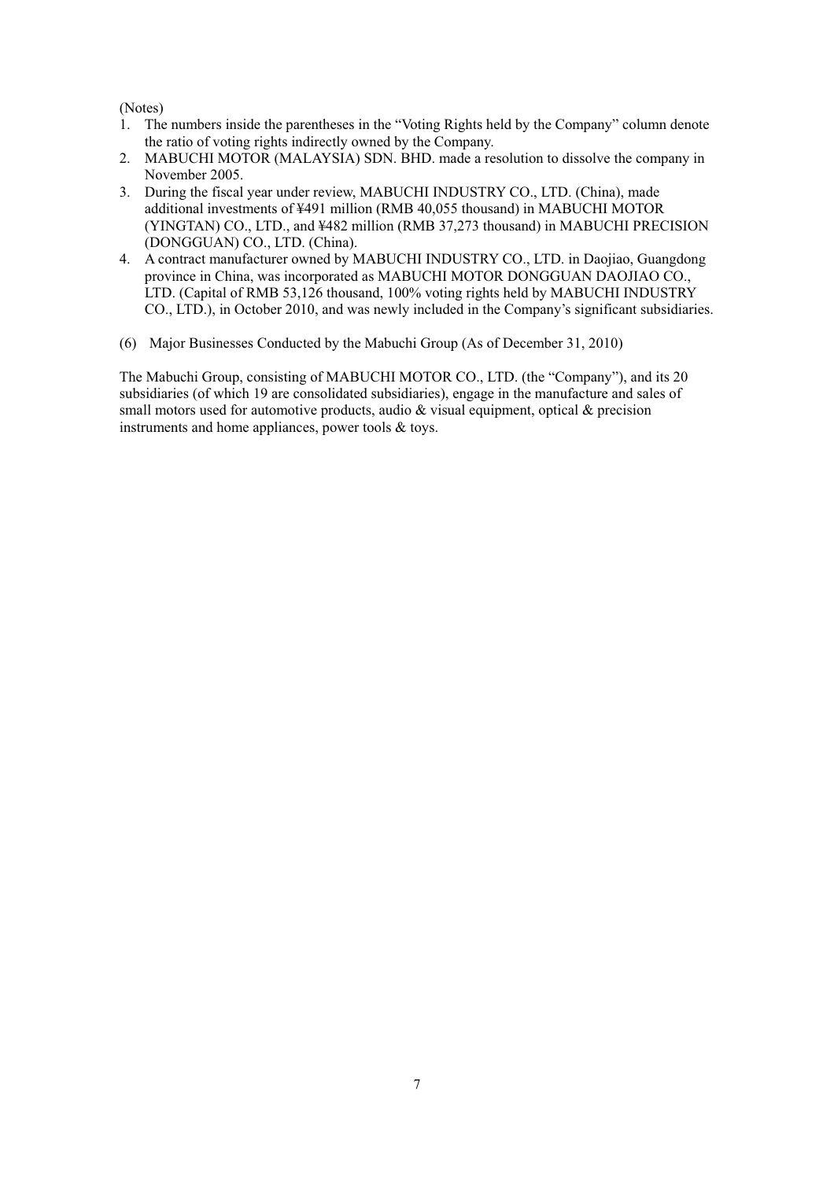(Notes)

1. The numbers inside the parentheses in the "Voting Rights held by the Company" column denote the ratio of voting rights indirectly owned by the Company.
2. MABUCHI MOTOR (MALAYSIA) SDN. BHD. made a resolution to dissolve the company in November 2005.
3. During the fiscal year under review, MABUCHI INDUSTRY CO., LTD. (China), made additional investments of ¥491 million (RMB 40,055 thousand) in MABUCHI MOTOR (YINGTAN) CO., LTD., and ¥482 million (RMB 37,273 thousand) in MABUCHI PRECISION (DONGGUAN) CO., LTD. (China).
4. A contract manufacturer owned by MABUCHI INDUSTRY CO., LTD. in Daojiao, Guangdong province in China, was incorporated as MABUCHI MOTOR DONGGUAN DAOJIAO CO., LTD. (Capital of RMB 53,126 thousand, 100% voting rights held by MABUCHI INDUSTRY CO., LTD.), in October 2010, and was newly included in the Company's significant subsidiaries.

(6) Major Businesses Conducted by the Mabuchi Group (As of December 31, 2010)

The Mabuchi Group, consisting of MABUCHI MOTOR CO., LTD. (the "Company"), and its 20 subsidiaries (of which 19 are consolidated subsidiaries), engage in the manufacture and sales of small motors used for automotive products, audio & visual equipment, optical & precision instruments and home appliances, power tools & toys.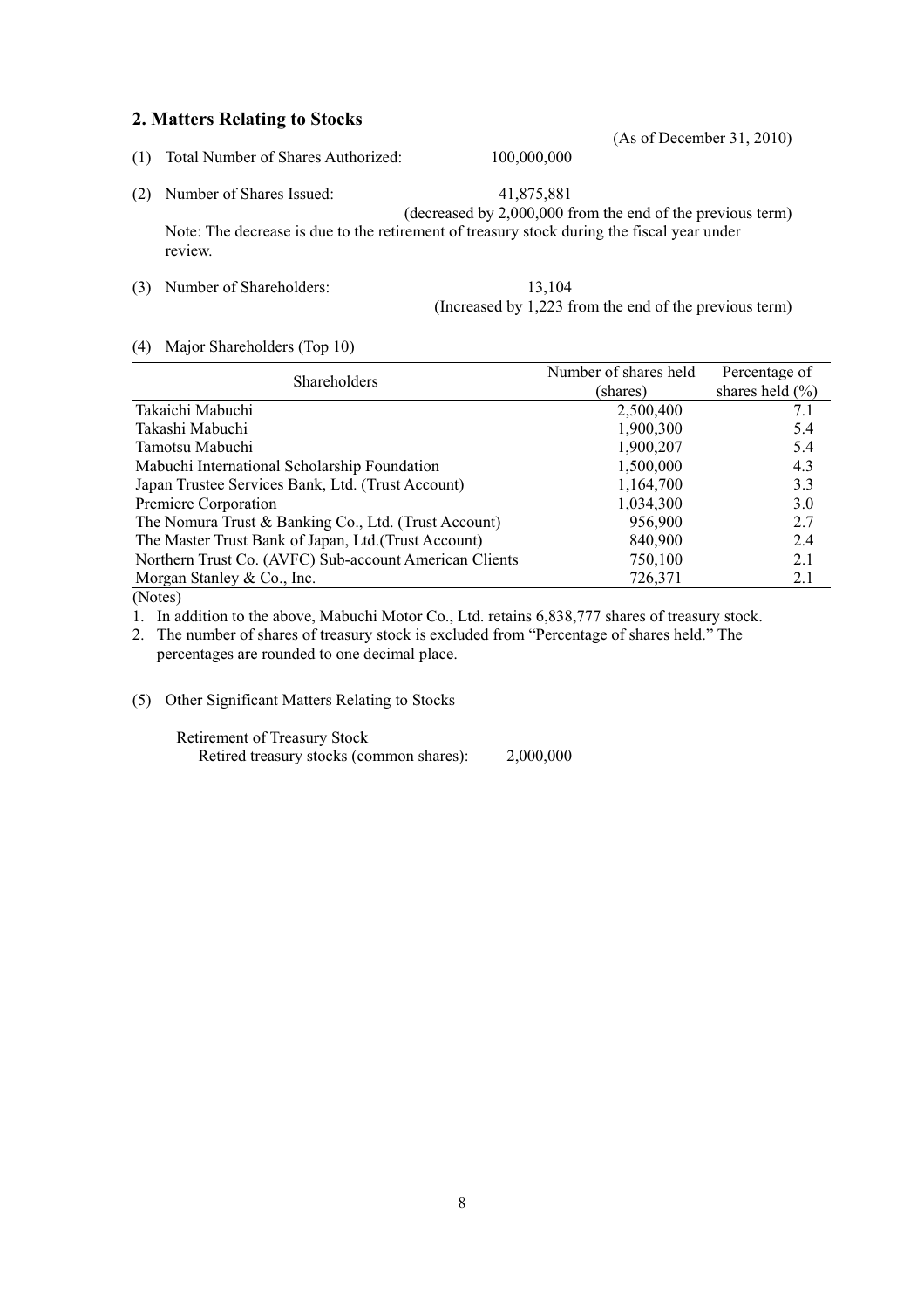## 2. Matters Relating to Stocks

(As of December 31, 2010)

(1) Total Number of Shares Authorized: 100,000,000

(2) Number of Shares Issued: 41,875,881
(decreased by 2,000,000 from the end of the previous term)
Note: The decrease is due to the retirement of treasury stock during the fiscal year under review.

(3) Number of Shareholders: 13,104
(Increased by 1,223 from the end of the previous term)

(4) Major Shareholders (Top 10)

| Shareholders | Number of shares held (shares) | Percentage of shares held (%) |
|---|---|---|
| Takaichi Mabuchi | 2,500,400 | 7.1 |
| Takashi Mabuchi | 1,900,300 | 5.4 |
| Tamotsu Mabuchi | 1,900,207 | 5.4 |
| Mabuchi International Scholarship Foundation | 1,500,000 | 4.3 |
| Japan Trustee Services Bank, Ltd. (Trust Account) | 1,164,700 | 3.3 |
| Premiere Corporation | 1,034,300 | 3.0 |
| The Nomura Trust & Banking Co., Ltd. (Trust Account) | 956,900 | 2.7 |
| The Master Trust Bank of Japan, Ltd.(Trust Account) | 840,900 | 2.4 |
| Northern Trust Co. (AVFC) Sub-account American Clients | 750,100 | 2.1 |
| Morgan Stanley & Co., Inc. | 726,371 | 2.1 |

(Notes)

1. In addition to the above, Mabuchi Motor Co., Ltd. retains 6,838,777 shares of treasury stock.
2. The number of shares of treasury stock is excluded from "Percentage of shares held." The percentages are rounded to one decimal place.

(5) Other Significant Matters Relating to Stocks

Retirement of Treasury Stock
Retired treasury stocks (common shares): 2,000,000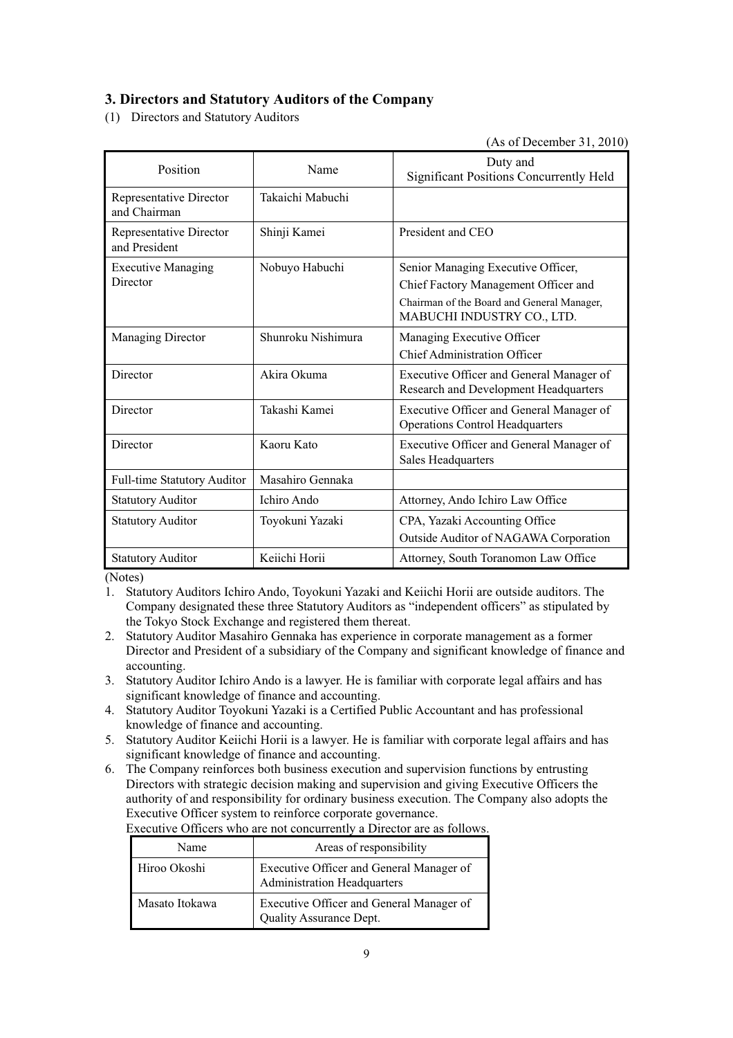## 3. Directors and Statutory Auditors of the Company

(1) Directors and Statutory Auditors

(As of December 31, 2010)

| Position | Name | Duty and Significant Positions Concurrently Held |
|---|---|---|
| Representative Director and Chairman | Takaichi Mabuchi | |
| Representative Director and President | Shinji Kamei | President and CEO |
| Executive Managing Director | Nobuyo Habuchi | Senior Managing Executive Officer, Chief Factory Management Officer and Chairman of the Board and General Manager, MABUCHI INDUSTRY CO., LTD. |
| Managing Director | Shunroku Nishimura | Managing Executive Officer Chief Administration Officer |
| Director | Akira Okuma | Executive Officer and General Manager of Research and Development Headquarters |
| Director | Takashi Kamei | Executive Officer and General Manager of Operations Control Headquarters |
| Director | Kaoru Kato | Executive Officer and General Manager of Sales Headquarters |
| Full-time Statutory Auditor | Masahiro Gennaka | |
| Statutory Auditor | Ichiro Ando | Attorney, Ando Ichiro Law Office |
| Statutory Auditor | Toyokuni Yazaki | CPA, Yazaki Accounting Office Outside Auditor of NAGAWA Corporation |
| Statutory Auditor | Keiichi Horii | Attorney, South Toranomon Law Office |

(Notes)

1. Statutory Auditors Ichiro Ando, Toyokuni Yazaki and Keiichi Horii are outside auditors. The Company designated these three Statutory Auditors as "independent officers" as stipulated by the Tokyo Stock Exchange and registered them thereat.
2. Statutory Auditor Masahiro Gennaka has experience in corporate management as a former Director and President of a subsidiary of the Company and significant knowledge of finance and accounting.
3. Statutory Auditor Ichiro Ando is a lawyer. He is familiar with corporate legal affairs and has significant knowledge of finance and accounting.
4. Statutory Auditor Toyokuni Yazaki is a Certified Public Accountant and has professional knowledge of finance and accounting.
5. Statutory Auditor Keiichi Horii is a lawyer. He is familiar with corporate legal affairs and has significant knowledge of finance and accounting.
6. The Company reinforces both business execution and supervision functions by entrusting Directors with strategic decision making and supervision and giving Executive Officers the authority of and responsibility for ordinary business execution. The Company also adopts the Executive Officer system to reinforce corporate governance.
   Executive Officers who are not concurrently a Director are as follows.

| Name | Areas of responsibility |
|---|---|
| Hiroo Okoshi | Executive Officer and General Manager of Administration Headquarters |
| Masato Itokawa | Executive Officer and General Manager of Quality Assurance Dept. |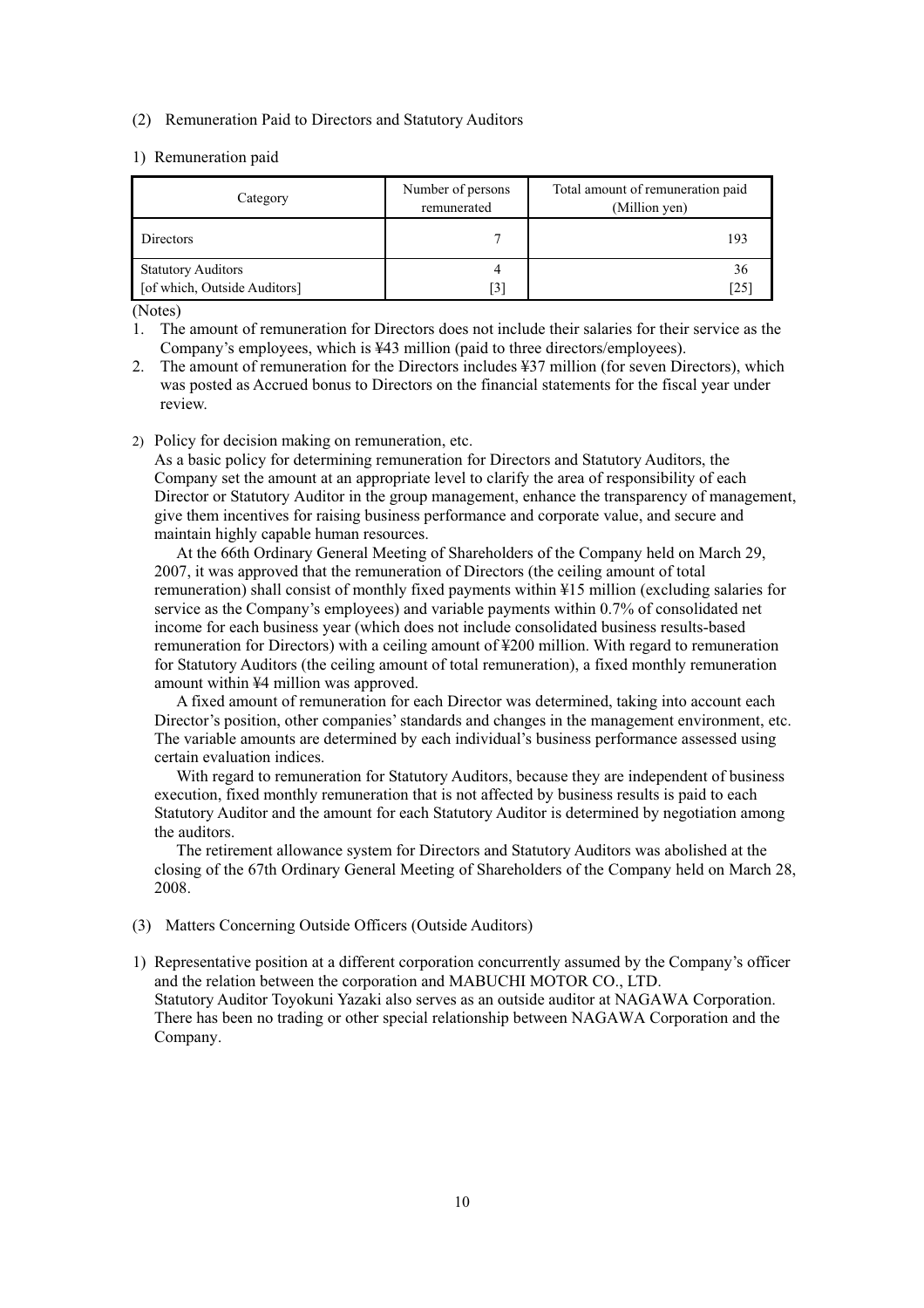## (2) Remuneration Paid to Directors and Statutory Auditors

### 1) Remuneration paid

| Category | Number of persons remunerated | Total amount of remuneration paid (Million yen) |
|---|---|---|
| Directors | 7 | 193 |
| Statutory Auditors<br>[of which, Outside Auditors] | 4<br>[3] | 36<br>[25] |

(Notes)

1. The amount of remuneration for Directors does not include their salaries for their service as the Company's employees, which is ¥43 million (paid to three directors/employees).
2. The amount of remuneration for the Directors includes ¥37 million (for seven Directors), which was posted as Accrued bonus to Directors on the financial statements for the fiscal year under review.

### 2) Policy for decision making on remuneration, etc.

As a basic policy for determining remuneration for Directors and Statutory Auditors, the Company set the amount at an appropriate level to clarify the area of responsibility of each Director or Statutory Auditor in the group management, enhance the transparency of management, give them incentives for raising business performance and corporate value, and secure and maintain highly capable human resources.

At the 66th Ordinary General Meeting of Shareholders of the Company held on March 29, 2007, it was approved that the remuneration of Directors (the ceiling amount of total remuneration) shall consist of monthly fixed payments within ¥15 million (excluding salaries for service as the Company's employees) and variable payments within 0.7% of consolidated net income for each business year (which does not include consolidated business results-based remuneration for Directors) with a ceiling amount of ¥200 million. With regard to remuneration for Statutory Auditors (the ceiling amount of total remuneration), a fixed monthly remuneration amount within ¥4 million was approved.

A fixed amount of remuneration for each Director was determined, taking into account each Director's position, other companies' standards and changes in the management environment, etc. The variable amounts are determined by each individual's business performance assessed using certain evaluation indices.

With regard to remuneration for Statutory Auditors, because they are independent of business execution, fixed monthly remuneration that is not affected by business results is paid to each Statutory Auditor and the amount for each Statutory Auditor is determined by negotiation among the auditors.

The retirement allowance system for Directors and Statutory Auditors was abolished at the closing of the 67th Ordinary General Meeting of Shareholders of the Company held on March 28, 2008.

## (3) Matters Concerning Outside Officers (Outside Auditors)

### 1) Representative position at a different corporation concurrently assumed by the Company's officer and the relation between the corporation and MABUCHI MOTOR CO., LTD.

Statutory Auditor Toyokuni Yazaki also serves as an outside auditor at NAGAWA Corporation. There has been no trading or other special relationship between NAGAWA Corporation and the Company.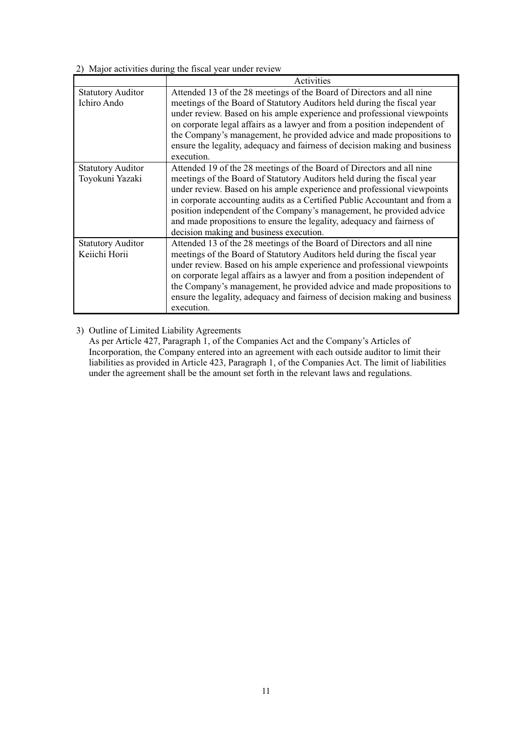2) Major activities during the fiscal year under review

| | Activities |
|---|---|
| Statutory Auditor Ichiro Ando | Attended 13 of the 28 meetings of the Board of Directors and all nine meetings of the Board of Statutory Auditors held during the fiscal year under review. Based on his ample experience and professional viewpoints on corporate legal affairs as a lawyer and from a position independent of the Company's management, he provided advice and made propositions to ensure the legality, adequacy and fairness of decision making and business execution. |
| Statutory Auditor Toyokuni Yazaki | Attended 19 of the 28 meetings of the Board of Directors and all nine meetings of the Board of Statutory Auditors held during the fiscal year under review. Based on his ample experience and professional viewpoints in corporate accounting audits as a Certified Public Accountant and from a position independent of the Company's management, he provided advice and made propositions to ensure the legality, adequacy and fairness of decision making and business execution. |
| Statutory Auditor Keiichi Horii | Attended 13 of the 28 meetings of the Board of Directors and all nine meetings of the Board of Statutory Auditors held during the fiscal year under review. Based on his ample experience and professional viewpoints on corporate legal affairs as a lawyer and from a position independent of the Company's management, he provided advice and made propositions to ensure the legality, adequacy and fairness of decision making and business execution. |

3) Outline of Limited Liability Agreements

As per Article 427, Paragraph 1, of the Companies Act and the Company's Articles of Incorporation, the Company entered into an agreement with each outside auditor to limit their liabilities as provided in Article 423, Paragraph 1, of the Companies Act. The limit of liabilities under the agreement shall be the amount set forth in the relevant laws and regulations.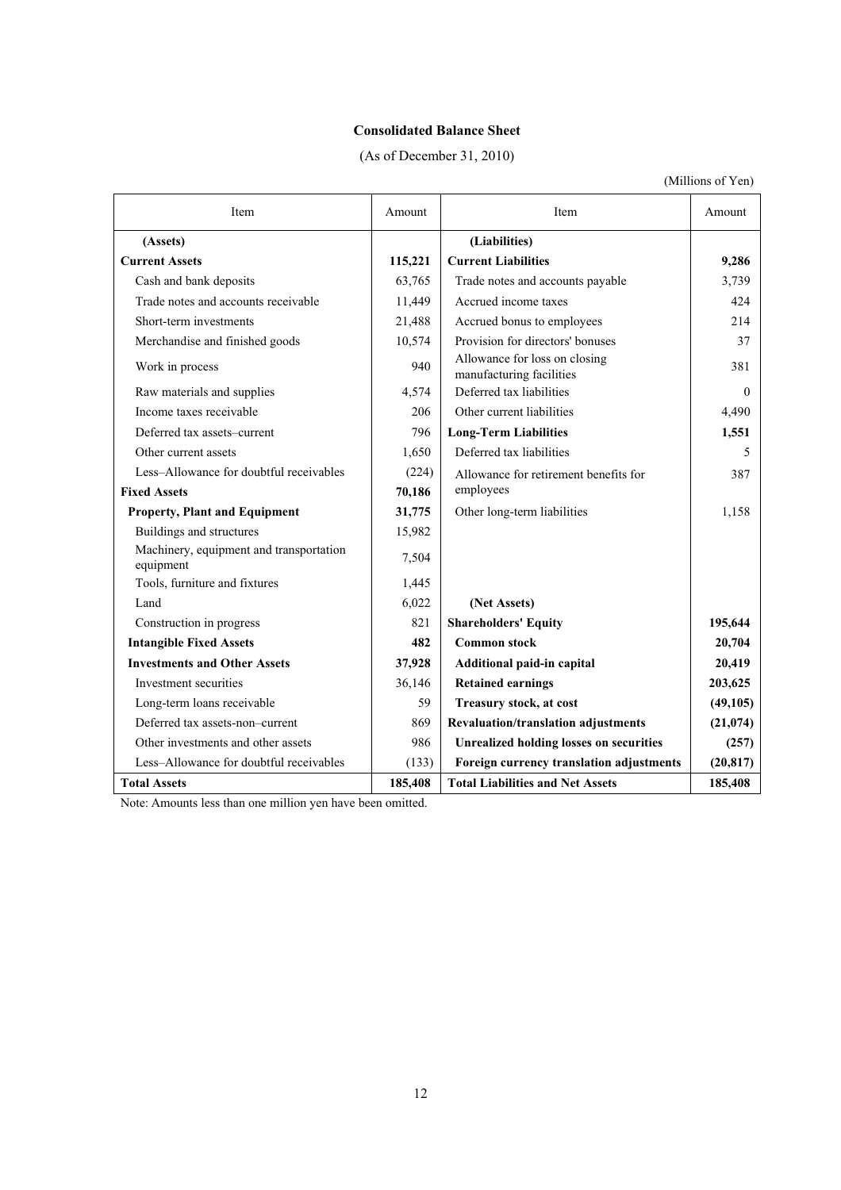# Consolidated Balance Sheet

(As of December 31, 2010)

(Millions of Yen)

| Item | Amount | Item | Amount |
|---|---|---|---|
| **(Assets)** | | **(Liabilities)** | |
| **Current Assets** | **115,221** | **Current Liabilities** | **9,286** |
| Cash and bank deposits | 63,765 | Trade notes and accounts payable | 3,739 |
| Trade notes and accounts receivable | 11,449 | Accrued income taxes | 424 |
| Short-term investments | 21,488 | Accrued bonus to employees | 214 |
| Merchandise and finished goods | 10,574 | Provision for directors' bonuses | 37 |
| Work in process | 940 | Allowance for loss on closing manufacturing facilities | 381 |
| Raw materials and supplies | 4,574 | Deferred tax liabilities | 0 |
| Income taxes receivable | 206 | Other current liabilities | 4,490 |
| Deferred tax assets–current | 796 | **Long-Term Liabilities** | **1,551** |
| Other current assets | 1,650 | Deferred tax liabilities | 5 |
| Less–Allowance for doubtful receivables | (224) | Allowance for retirement benefits for employees | 387 |
| **Fixed Assets** | **70,186** | | |
| **Property, Plant and Equipment** | **31,775** | Other long-term liabilities | 1,158 |
| Buildings and structures | 15,982 | | |
| Machinery, equipment and transportation equipment | 7,504 | | |
| Tools, furniture and fixtures | 1,445 | | |
| Land | 6,022 | **(Net Assets)** | |
| Construction in progress | 821 | **Shareholders' Equity** | **195,644** |
| **Intangible Fixed Assets** | **482** | **Common stock** | **20,704** |
| **Investments and Other Assets** | **37,928** | **Additional paid-in capital** | **20,419** |
| Investment securities | 36,146 | **Retained earnings** | **203,625** |
| Long-term loans receivable | 59 | **Treasury stock, at cost** | **(49,105)** |
| Deferred tax assets-non–current | 869 | **Revaluation/translation adjustments** | **(21,074)** |
| Other investments and other assets | 986 | **Unrealized holding losses on securities** | **(257)** |
| Less–Allowance for doubtful receivables | (133) | **Foreign currency translation adjustments** | **(20,817)** |
| **Total Assets** | **185,408** | **Total Liabilities and Net Assets** | **185,408** |

Note: Amounts less than one million yen have been omitted.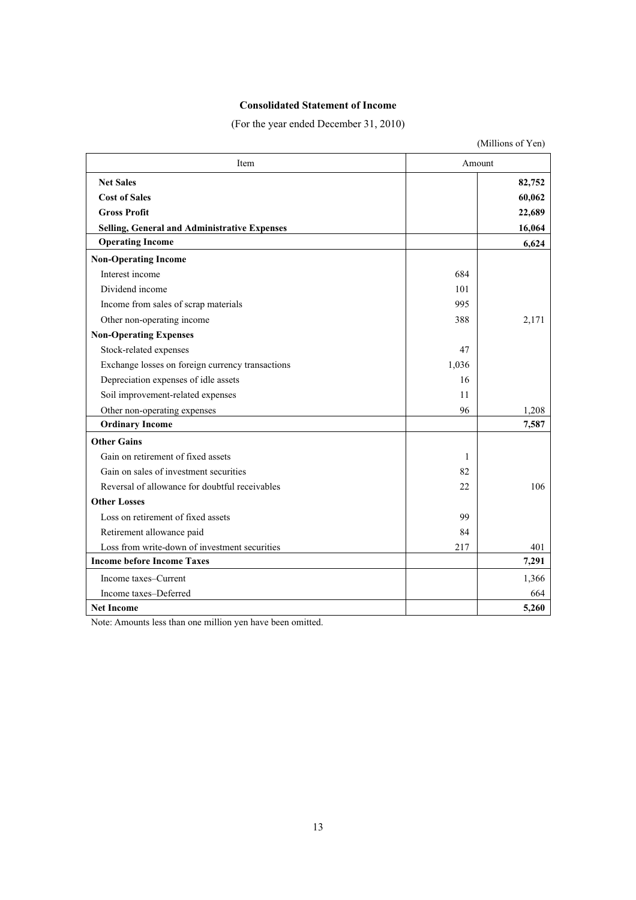## Consolidated Statement of Income

(For the year ended December 31, 2010)

(Millions of Yen)

| Item | Amount | |
|---|---|---|
| **Net Sales** | | **82,752** |
| **Cost of Sales** | | **60,062** |
| **Gross Profit** | | **22,689** |
| **Selling, General and Administrative Expenses** | | **16,064** |
| **Operating Income** | | **6,624** |
| **Non-Operating Income** | | |
| Interest income | 684 | |
| Dividend income | 101 | |
| Income from sales of scrap materials | 995 | |
| Other non-operating income | 388 | 2,171 |
| **Non-Operating Expenses** | | |
| Stock-related expenses | 47 | |
| Exchange losses on foreign currency transactions | 1,036 | |
| Depreciation expenses of idle assets | 16 | |
| Soil improvement-related expenses | 11 | |
| Other non-operating expenses | 96 | 1,208 |
| **Ordinary Income** | | **7,587** |
| **Other Gains** | | |
| Gain on retirement of fixed assets | 1 | |
| Gain on sales of investment securities | 82 | |
| Reversal of allowance for doubtful receivables | 22 | 106 |
| **Other Losses** | | |
| Loss on retirement of fixed assets | 99 | |
| Retirement allowance paid | 84 | |
| Loss from write-down of investment securities | 217 | 401 |
| **Income before Income Taxes** | | **7,291** |
| Income taxes–Current | | 1,366 |
| Income taxes–Deferred | | 664 |
| **Net Income** | | **5,260** |

Note: Amounts less than one million yen have been omitted.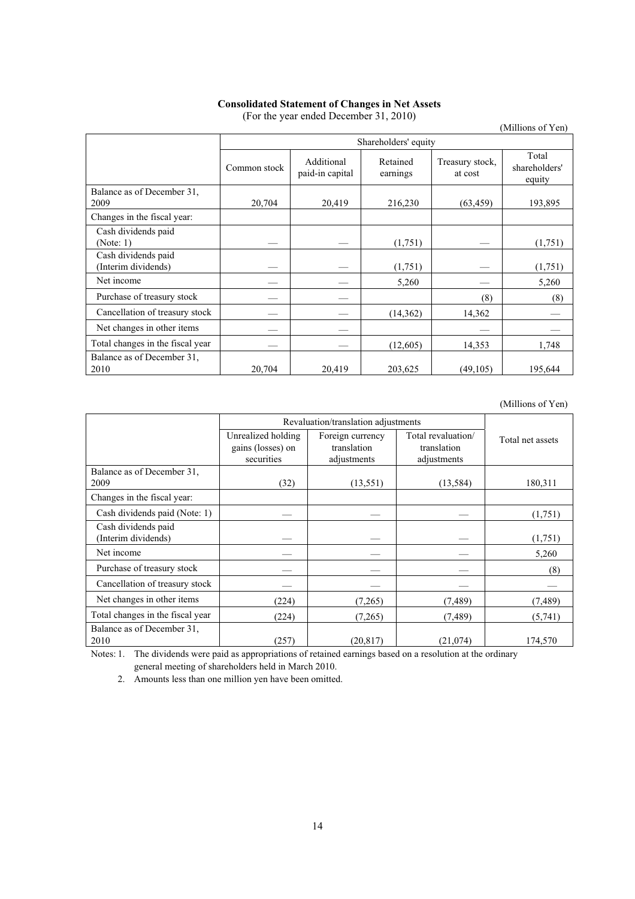**Consolidated Statement of Changes in Net Assets**
(For the year ended December 31, 2010)

(Millions of Yen)

| | Shareholders' equity | | | | |
|---|---|---|---|---|---|
| | Common stock | Additional paid-in capital | Retained earnings | Treasury stock, at cost | Total shareholders' equity |
| Balance as of December 31, 2009 | 20,704 | 20,419 | 216,230 | (63,459) | 193,895 |
| Changes in the fiscal year: | | | | | |
| Cash dividends paid (Note: 1) | — | — | (1,751) | — | (1,751) |
| Cash dividends paid (Interim dividends) | — | — | (1,751) | — | (1,751) |
| Net income | — | — | 5,260 | — | 5,260 |
| Purchase of treasury stock | — | — | | (8) | (8) |
| Cancellation of treasury stock | — | — | (14,362) | 14,362 | — |
| Net changes in other items | — | — | | — | — |
| Total changes in the fiscal year | — | — | (12,605) | 14,353 | 1,748 |
| Balance as of December 31, 2010 | 20,704 | 20,419 | 203,625 | (49,105) | 195,644 |

(Millions of Yen)

| | Revaluation/translation adjustments | | | Total net assets |
|---|---|---|---|---|
| | Unrealized holding gains (losses) on securities | Foreign currency translation adjustments | Total revaluation/ translation adjustments | |
| Balance as of December 31, 2009 | (32) | (13,551) | (13,584) | 180,311 |
| Changes in the fiscal year: | | | | |
| Cash dividends paid (Note: 1) | — | — | — | (1,751) |
| Cash dividends paid (Interim dividends) | — | — | — | (1,751) |
| Net income | — | — | — | 5,260 |
| Purchase of treasury stock | — | — | — | (8) |
| Cancellation of treasury stock | — | — | — | — |
| Net changes in other items | (224) | (7,265) | (7,489) | (7,489) |
| Total changes in the fiscal year | (224) | (7,265) | (7,489) | (5,741) |
| Balance as of December 31, 2010 | (257) | (20,817) | (21,074) | 174,570 |

Notes: 1. The dividends were paid as appropriations of retained earnings based on a resolution at the ordinary general meeting of shareholders held in March 2010.

2. Amounts less than one million yen have been omitted.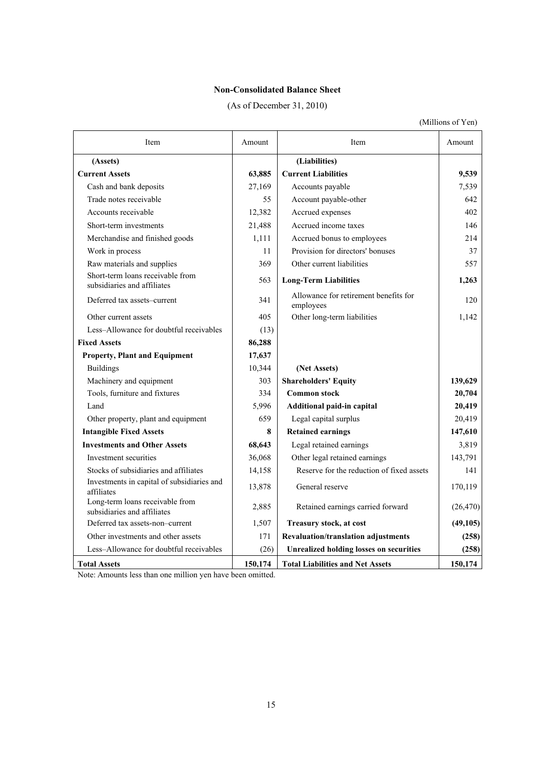**Non-Consolidated Balance Sheet**

(As of December 31, 2010)

(Millions of Yen)

| Item | Amount | Item | Amount |
|---|---|---|---|
| **(Assets)** | | **(Liabilities)** | |
| **Current Assets** | **63,885** | **Current Liabilities** | **9,539** |
| Cash and bank deposits | 27,169 | Accounts payable | 7,539 |
| Trade notes receivable | 55 | Account payable-other | 642 |
| Accounts receivable | 12,382 | Accrued expenses | 402 |
| Short-term investments | 21,488 | Accrued income taxes | 146 |
| Merchandise and finished goods | 1,111 | Accrued bonus to employees | 214 |
| Work in process | 11 | Provision for directors' bonuses | 37 |
| Raw materials and supplies | 369 | Other current liabilities | 557 |
| Short-term loans receivable from subsidiaries and affiliates | 563 | **Long-Term Liabilities** | **1,263** |
| Deferred tax assets–current | 341 | Allowance for retirement benefits for employees | 120 |
| Other current assets | 405 | Other long-term liabilities | 1,142 |
| Less–Allowance for doubtful receivables | (13) | | |
| **Fixed Assets** | **86,288** | | |
| **Property, Plant and Equipment** | **17,637** | | |
| Buildings | 10,344 | **(Net Assets)** | |
| Machinery and equipment | 303 | **Shareholders' Equity** | **139,629** |
| Tools, furniture and fixtures | 334 | **Common stock** | **20,704** |
| Land | 5,996 | **Additional paid-in capital** | **20,419** |
| Other property, plant and equipment | 659 | Legal capital surplus | 20,419 |
| **Intangible Fixed Assets** | **8** | **Retained earnings** | **147,610** |
| **Investments and Other Assets** | **68,643** | Legal retained earnings | 3,819 |
| Investment securities | 36,068 | Other legal retained earnings | 143,791 |
| Stocks of subsidiaries and affiliates | 14,158 | Reserve for the reduction of fixed assets | 141 |
| Investments in capital of subsidiaries and affiliates | 13,878 | General reserve | 170,119 |
| Long-term loans receivable from subsidiaries and affiliates | 2,885 | Retained earnings carried forward | (26,470) |
| Deferred tax assets-non–current | 1,507 | **Treasury stock, at cost** | **(49,105)** |
| Other investments and other assets | 171 | **Revaluation/translation adjustments** | **(258)** |
| Less–Allowance for doubtful receivables | (26) | **Unrealized holding losses on securities** | **(258)** |
| **Total Assets** | **150,174** | **Total Liabilities and Net Assets** | **150,174** |

Note: Amounts less than one million yen have been omitted.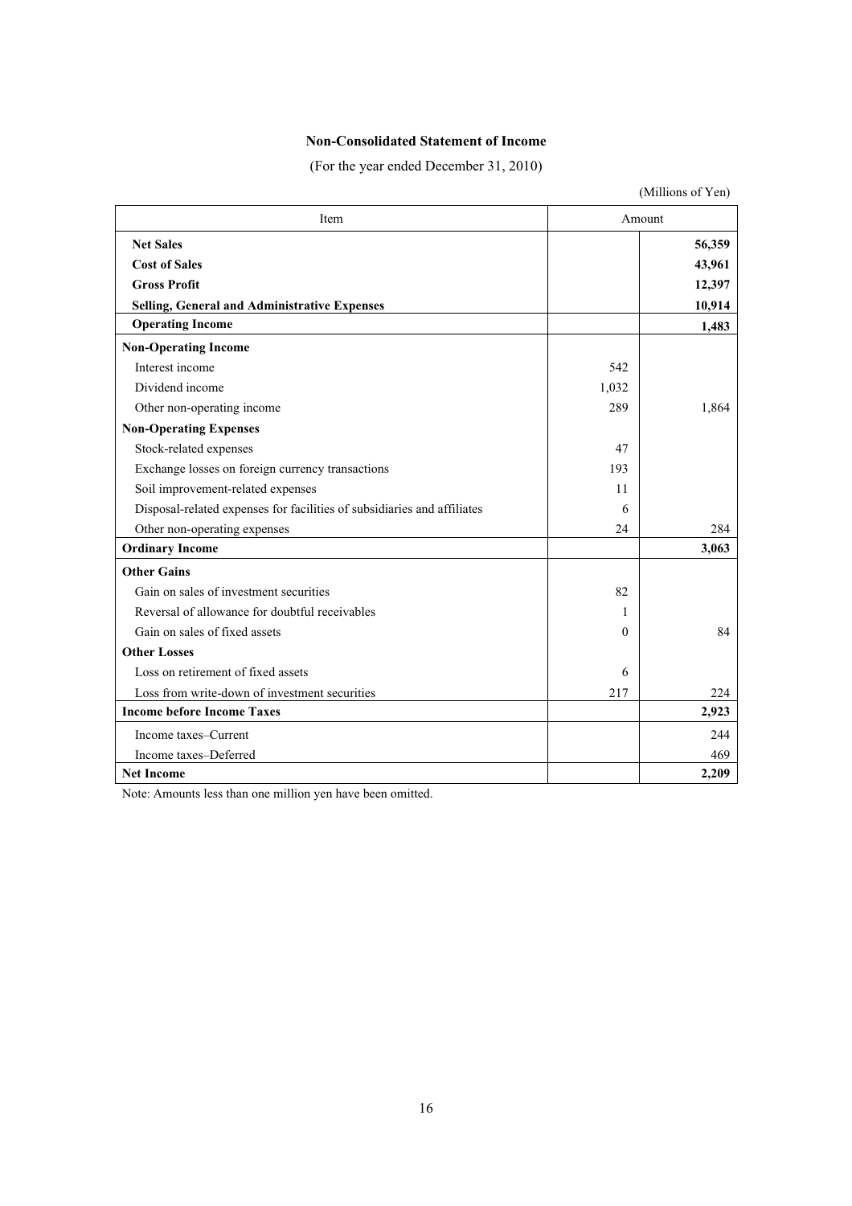**Non-Consolidated Statement of Income**

(For the year ended December 31, 2010)

(Millions of Yen)

| Item | Amount | |
|---|---|---|
| **Net Sales** | | **56,359** |
| **Cost of Sales** | | **43,961** |
| **Gross Profit** | | **12,397** |
| **Selling, General and Administrative Expenses** | | **10,914** |
| **Operating Income** | | **1,483** |
| **Non-Operating Income** | | |
| Interest income | 542 | |
| Dividend income | 1,032 | |
| Other non-operating income | 289 | 1,864 |
| **Non-Operating Expenses** | | |
| Stock-related expenses | 47 | |
| Exchange losses on foreign currency transactions | 193 | |
| Soil improvement-related expenses | 11 | |
| Disposal-related expenses for facilities of subsidiaries and affiliates | 6 | |
| Other non-operating expenses | 24 | 284 |
| **Ordinary Income** | | **3,063** |
| **Other Gains** | | |
| Gain on sales of investment securities | 82 | |
| Reversal of allowance for doubtful receivables | 1 | |
| Gain on sales of fixed assets | 0 | 84 |
| **Other Losses** | | |
| Loss on retirement of fixed assets | 6 | |
| Loss from write-down of investment securities | 217 | 224 |
| **Income before Income Taxes** | | **2,923** |
| Income taxes–Current | | 244 |
| Income taxes–Deferred | | 469 |
| **Net Income** | | **2,209** |

Note: Amounts less than one million yen have been omitted.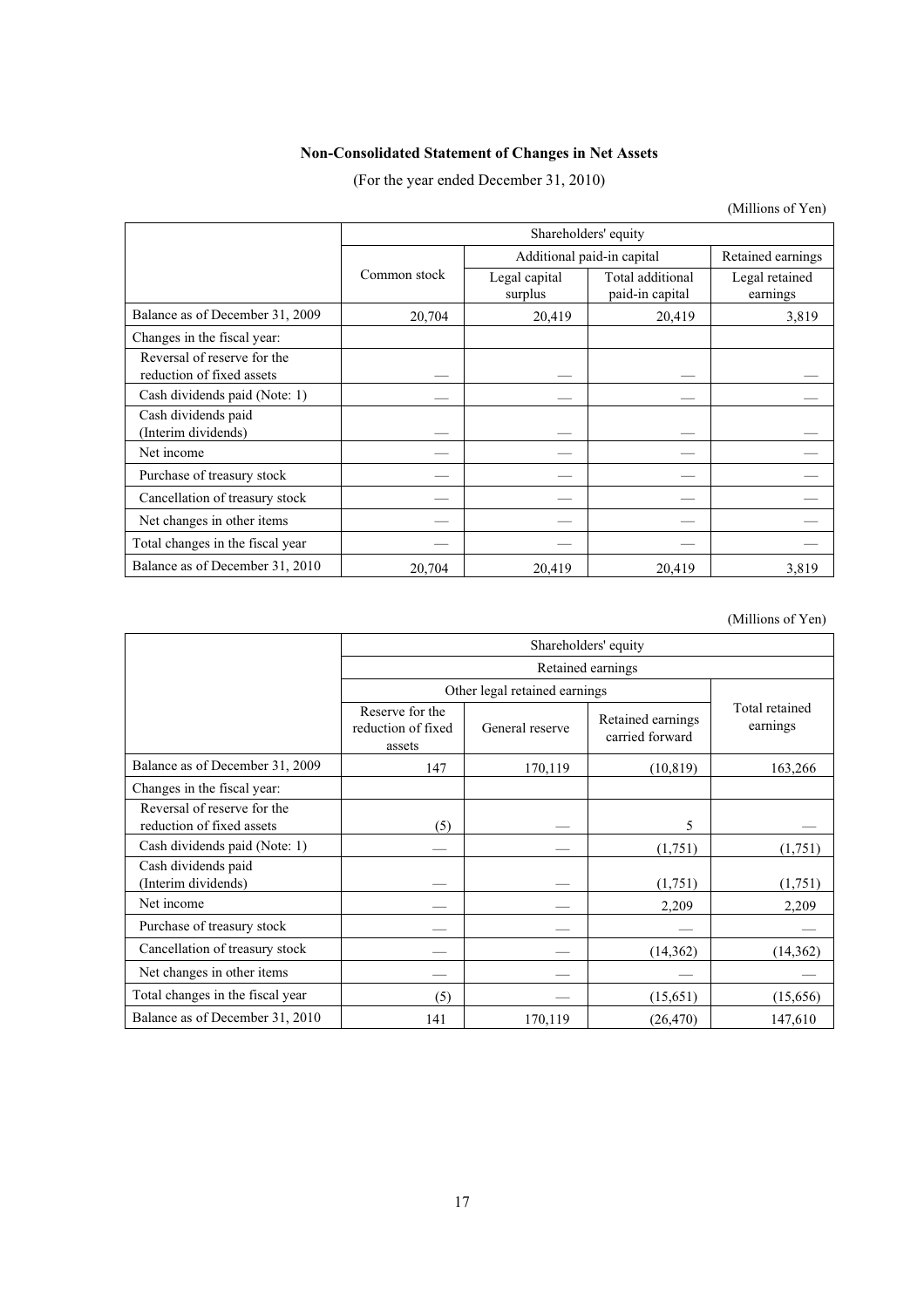**Non-Consolidated Statement of Changes in Net Assets**

(For the year ended December 31, 2010)

(Millions of Yen)

| | Shareholders' equity | | | |
|---|---|---|---|---|
| | Common stock | Additional paid-in capital | | Retained earnings |
| | | Legal capital surplus | Total additional paid-in capital | Legal retained earnings |
| Balance as of December 31, 2009 | 20,704 | 20,419 | 20,419 | 3,819 |
| Changes in the fiscal year: | | | | |
| Reversal of reserve for the reduction of fixed assets | — | — | — | — |
| Cash dividends paid (Note: 1) | — | — | — | — |
| Cash dividends paid (Interim dividends) | — | — | — | — |
| Net income | — | — | — | — |
| Purchase of treasury stock | — | — | — | — |
| Cancellation of treasury stock | — | — | — | — |
| Net changes in other items | — | — | — | — |
| Total changes in the fiscal year | — | — | — | — |
| Balance as of December 31, 2010 | 20,704 | 20,419 | 20,419 | 3,819 |

(Millions of Yen)

| | Shareholders' equity | | | |
|---|---|---|---|---|
| | Retained earnings | | | |
| | Other legal retained earnings | | | Total retained earnings |
| | Reserve for the reduction of fixed assets | General reserve | Retained earnings carried forward | |
| Balance as of December 31, 2009 | 147 | 170,119 | (10,819) | 163,266 |
| Changes in the fiscal year: | | | | |
| Reversal of reserve for the reduction of fixed assets | (5) | — | 5 | — |
| Cash dividends paid (Note: 1) | — | — | (1,751) | (1,751) |
| Cash dividends paid (Interim dividends) | — | — | (1,751) | (1,751) |
| Net income | — | — | 2,209 | 2,209 |
| Purchase of treasury stock | — | — | — | — |
| Cancellation of treasury stock | — | — | (14,362) | (14,362) |
| Net changes in other items | — | — | — | — |
| Total changes in the fiscal year | (5) | — | (15,651) | (15,656) |
| Balance as of December 31, 2010 | 141 | 170,119 | (26,470) | 147,610 |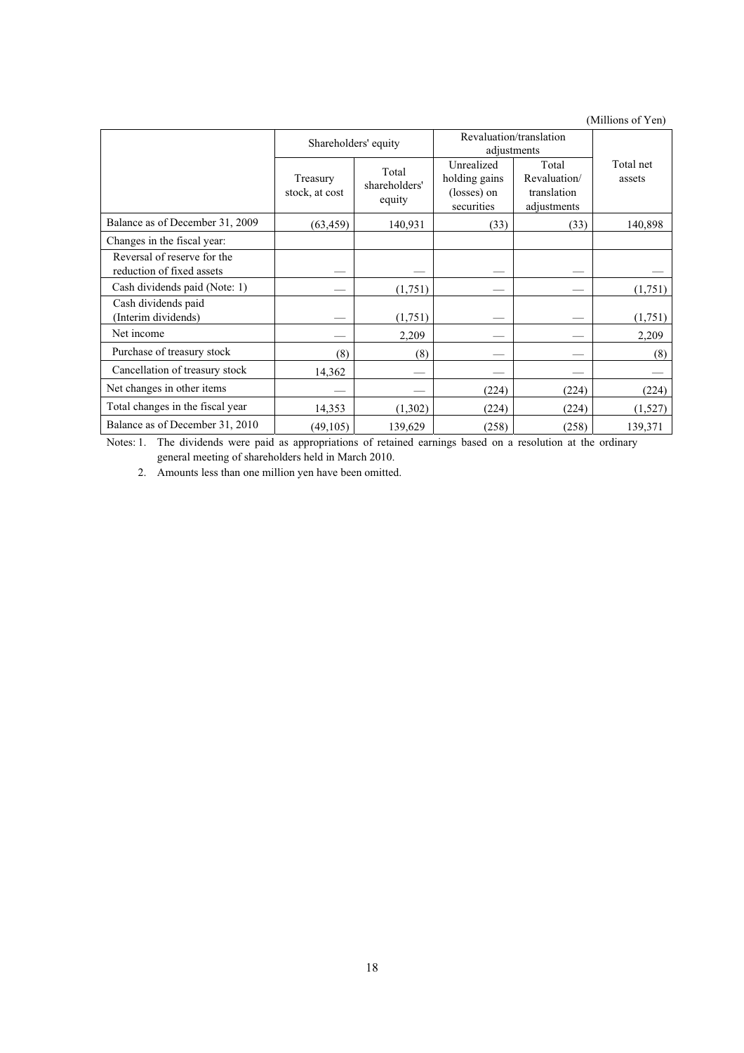(Millions of Yen)

| | Shareholders' equity | | Revaluation/translation adjustments | | Total net assets |
|---|---|---|---|---|---|
| | Treasury stock, at cost | Total shareholders' equity | Unrealized holding gains (losses) on securities | Total Revaluation/ translation adjustments | |
| Balance as of December 31, 2009 | (63,459) | 140,931 | (33) | (33) | 140,898 |
| Changes in the fiscal year: | | | | | |
| Reversal of reserve for the reduction of fixed assets | — | — | — | — | — |
| Cash dividends paid (Note: 1) | — | (1,751) | — | — | (1,751) |
| Cash dividends paid (Interim dividends) | — | (1,751) | — | — | (1,751) |
| Net income | — | 2,209 | — | — | 2,209 |
| Purchase of treasury stock | (8) | (8) | — | — | (8) |
| Cancellation of treasury stock | 14,362 | — | — | — | — |
| Net changes in other items | — | — | (224) | (224) | (224) |
| Total changes in the fiscal year | 14,353 | (1,302) | (224) | (224) | (1,527) |
| Balance as of December 31, 2010 | (49,105) | 139,629 | (258) | (258) | 139,371 |

Notes: 1. The dividends were paid as appropriations of retained earnings based on a resolution at the ordinary general meeting of shareholders held in March 2010.

2. Amounts less than one million yen have been omitted.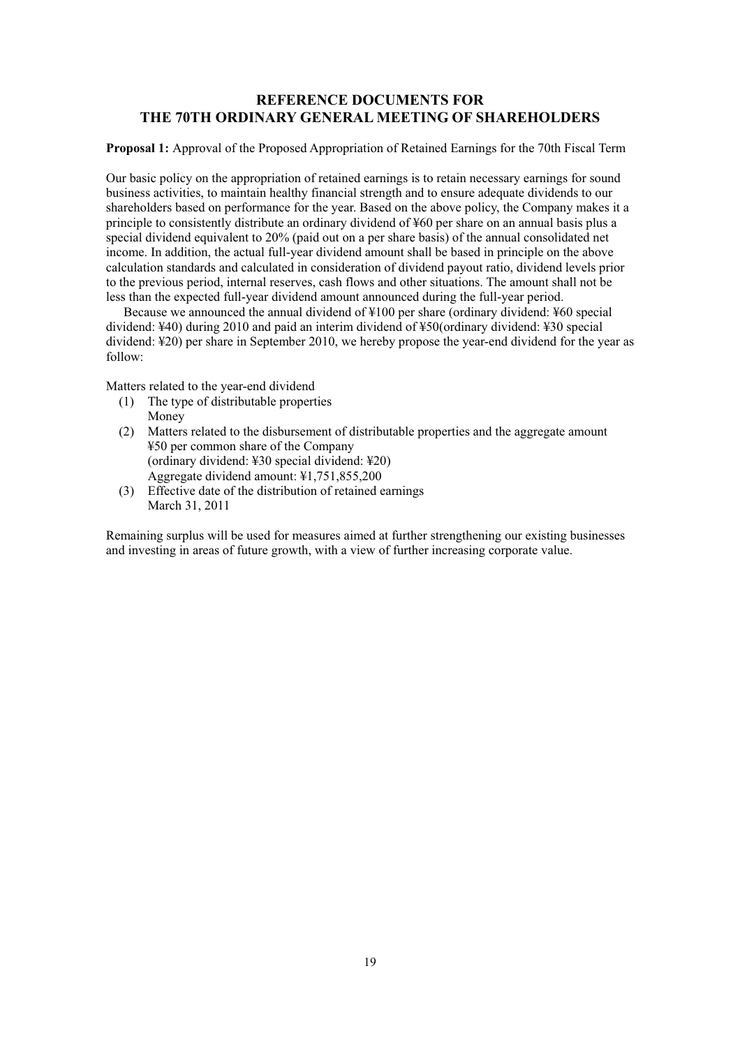# REFERENCE DOCUMENTS FOR THE 70TH ORDINARY GENERAL MEETING OF SHAREHOLDERS

**Proposal 1:** Approval of the Proposed Appropriation of Retained Earnings for the 70th Fiscal Term

Our basic policy on the appropriation of retained earnings is to retain necessary earnings for sound business activities, to maintain healthy financial strength and to ensure adequate dividends to our shareholders based on performance for the year. Based on the above policy, the Company makes it a principle to consistently distribute an ordinary dividend of ¥60 per share on an annual basis plus a special dividend equivalent to 20% (paid out on a per share basis) of the annual consolidated net income. In addition, the actual full-year dividend amount shall be based in principle on the above calculation standards and calculated in consideration of dividend payout ratio, dividend levels prior to the previous period, internal reserves, cash flows and other situations. The amount shall not be less than the expected full-year dividend amount announced during the full-year period.

Because we announced the annual dividend of ¥100 per share (ordinary dividend: ¥60 special dividend: ¥40) during 2010 and paid an interim dividend of ¥50(ordinary dividend: ¥30 special dividend: ¥20) per share in September 2010, we hereby propose the year-end dividend for the year as follow:

Matters related to the year-end dividend

(1) The type of distributable properties
    Money
(2) Matters related to the disbursement of distributable properties and the aggregate amount
    ¥50 per common share of the Company
    (ordinary dividend: ¥30 special dividend: ¥20)
    Aggregate dividend amount: ¥1,751,855,200
(3) Effective date of the distribution of retained earnings
    March 31, 2011

Remaining surplus will be used for measures aimed at further strengthening our existing businesses and investing in areas of future growth, with a view of further increasing corporate value.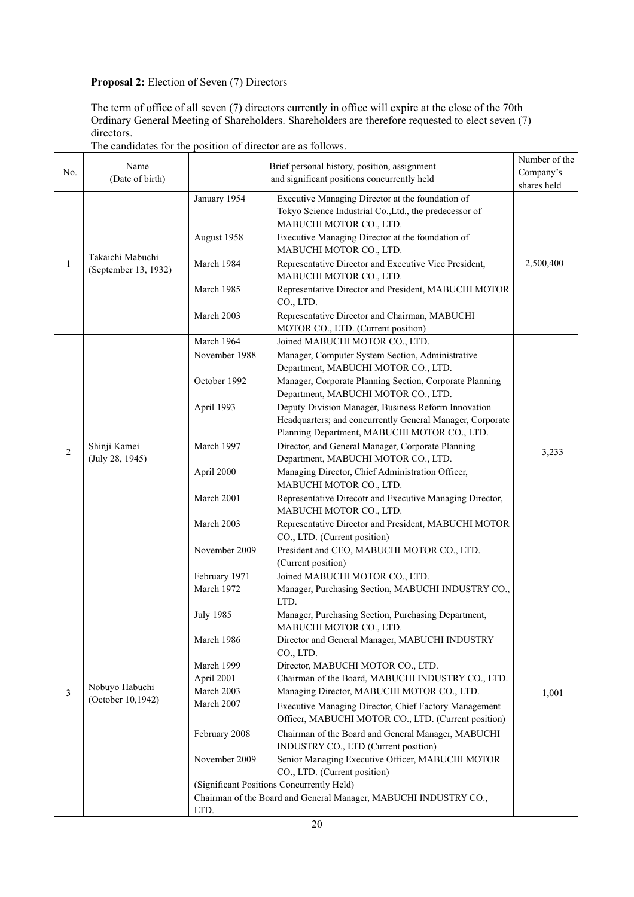**Proposal 2:** Election of Seven (7) Directors

The term of office of all seven (7) directors currently in office will expire at the close of the 70th Ordinary General Meeting of Shareholders. Shareholders are therefore requested to elect seven (7) directors.

The candidates for the position of director are as follows.

| No. | Name (Date of birth) | Brief personal history, position, assignment and significant positions concurrently held | | Number of the Company's shares held |
|---|---|---|---|---|
| 1 | Takaichi Mabuchi (September 13, 1932) | January 1954 | Executive Managing Director at the foundation of Tokyo Science Industrial Co.,Ltd., the predecessor of MABUCHI MOTOR CO., LTD. | 2,500,400 |
| | | August 1958 | Executive Managing Director at the foundation of MABUCHI MOTOR CO., LTD. | |
| | | March 1984 | Representative Director and Executive Vice President, MABUCHI MOTOR CO., LTD. | |
| | | March 1985 | Representative Director and President, MABUCHI MOTOR CO., LTD. | |
| | | March 2003 | Representative Director and Chairman, MABUCHI MOTOR CO., LTD. (Current position) | |
| 2 | Shinji Kamei (July 28, 1945) | March 1964 | Joined MABUCHI MOTOR CO., LTD. | 3,233 |
| | | November 1988 | Manager, Computer System Section, Administrative Department, MABUCHI MOTOR CO., LTD. | |
| | | October 1992 | Manager, Corporate Planning Section, Corporate Planning Department, MABUCHI MOTOR CO., LTD. | |
| | | April 1993 | Deputy Division Manager, Business Reform Innovation Headquarters; and concurrently General Manager, Corporate Planning Department, MABUCHI MOTOR CO., LTD. | |
| | | March 1997 | Director, and General Manager, Corporate Planning Department, MABUCHI MOTOR CO., LTD. | |
| | | April 2000 | Managing Director, Chief Administration Officer, MABUCHI MOTOR CO., LTD. | |
| | | March 2001 | Representative Direcotr and Executive Managing Director, MABUCHI MOTOR CO., LTD. | |
| | | March 2003 | Representative Director and President, MABUCHI MOTOR CO., LTD. (Current position) | |
| | | November 2009 | President and CEO, MABUCHI MOTOR CO., LTD. (Current position) | |
| 3 | Nobuyo Habuchi (October 10,1942) | February 1971 | Joined MABUCHI MOTOR CO., LTD. | 1,001 |
| | | March 1972 | Manager, Purchasing Section, MABUCHI INDUSTRY CO., LTD. | |
| | | July 1985 | Manager, Purchasing Section, Purchasing Department, MABUCHI MOTOR CO., LTD. | |
| | | March 1986 | Director and General Manager, MABUCHI INDUSTRY CO., LTD. | |
| | | March 1999 | Director, MABUCHI MOTOR CO., LTD. | |
| | | April 2001 | Chairman of the Board, MABUCHI INDUSTRY CO., LTD. | |
| | | March 2003 | Managing Director, MABUCHI MOTOR CO., LTD. | |
| | | March 2007 | Executive Managing Director, Chief Factory Management Officer, MABUCHI MOTOR CO., LTD. (Current position) | |
| | | February 2008 | Chairman of the Board and General Manager, MABUCHI INDUSTRY CO., LTD (Current position) | |
| | | November 2009 | Senior Managing Executive Officer, MABUCHI MOTOR CO., LTD. (Current position) | |
| | | (Significant Positions Concurrently Held) Chairman of the Board and General Manager, MABUCHI INDUSTRY CO., LTD. | | |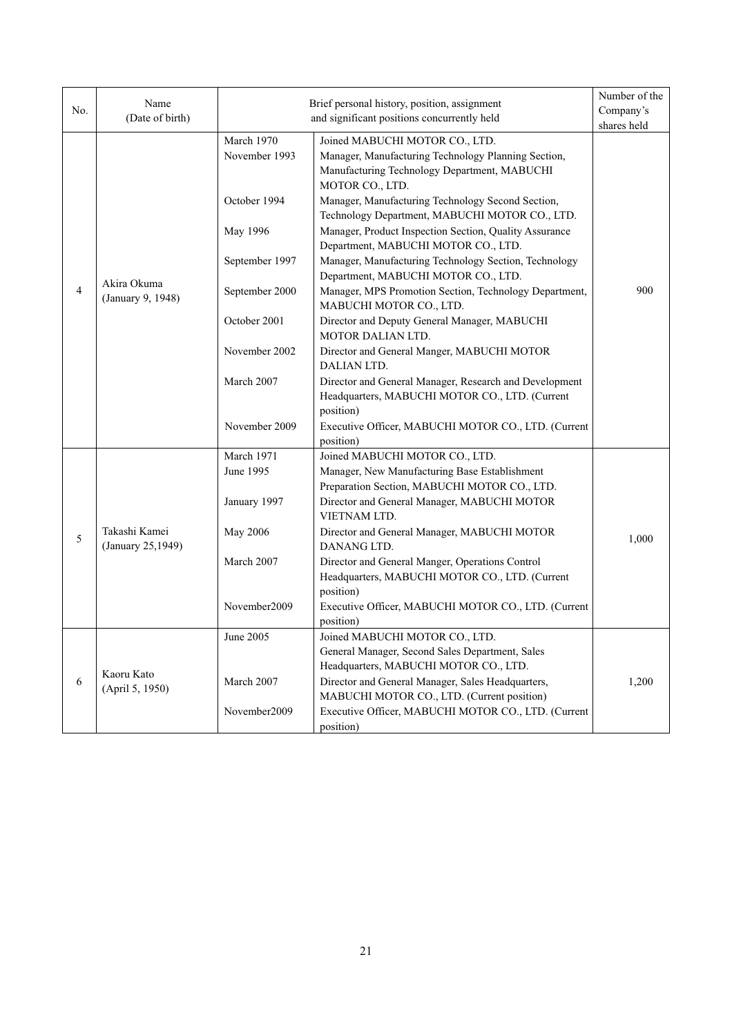| No. | Name (Date of birth) | Brief personal history, position, assignment and significant positions concurrently held | | Number of the Company's shares held |
|---|---|---|---|---|
| 4 | Akira Okuma (January 9, 1948) | March 1970 | Joined MABUCHI MOTOR CO., LTD. | 900 |
| | | November 1993 | Manager, Manufacturing Technology Planning Section, Manufacturing Technology Department, MABUCHI MOTOR CO., LTD. | |
| | | October 1994 | Manager, Manufacturing Technology Second Section, Technology Department, MABUCHI MOTOR CO., LTD. | |
| | | May 1996 | Manager, Product Inspection Section, Quality Assurance Department, MABUCHI MOTOR CO., LTD. | |
| | | September 1997 | Manager, Manufacturing Technology Section, Technology Department, MABUCHI MOTOR CO., LTD. | |
| | | September 2000 | Manager, MPS Promotion Section, Technology Department, MABUCHI MOTOR CO., LTD. | |
| | | October 2001 | Director and Deputy General Manager, MABUCHI MOTOR DALIAN LTD. | |
| | | November 2002 | Director and General Manger, MABUCHI MOTOR DALIAN LTD. | |
| | | March 2007 | Director and General Manager, Research and Development Headquarters, MABUCHI MOTOR CO., LTD. (Current position) | |
| | | November 2009 | Executive Officer, MABUCHI MOTOR CO., LTD. (Current position) | |
| 5 | Takashi Kamei (January 25,1949) | March 1971 | Joined MABUCHI MOTOR CO., LTD. | 1,000 |
| | | June 1995 | Manager, New Manufacturing Base Establishment Preparation Section, MABUCHI MOTOR CO., LTD. | |
| | | January 1997 | Director and General Manager, MABUCHI MOTOR VIETNAM LTD. | |
| | | May 2006 | Director and General Manager, MABUCHI MOTOR DANANG LTD. | |
| | | March 2007 | Director and General Manger, Operations Control Headquarters, MABUCHI MOTOR CO., LTD. (Current position) | |
| | | November2009 | Executive Officer, MABUCHI MOTOR CO., LTD. (Current position) | |
| 6 | Kaoru Kato (April 5, 1950) | June 2005 | Joined MABUCHI MOTOR CO., LTD. General Manager, Second Sales Department, Sales Headquarters, MABUCHI MOTOR CO., LTD. | 1,200 |
| | | March 2007 | Director and General Manager, Sales Headquarters, MABUCHI MOTOR CO., LTD. (Current position) | |
| | | November2009 | Executive Officer, MABUCHI MOTOR CO., LTD. (Current position) | |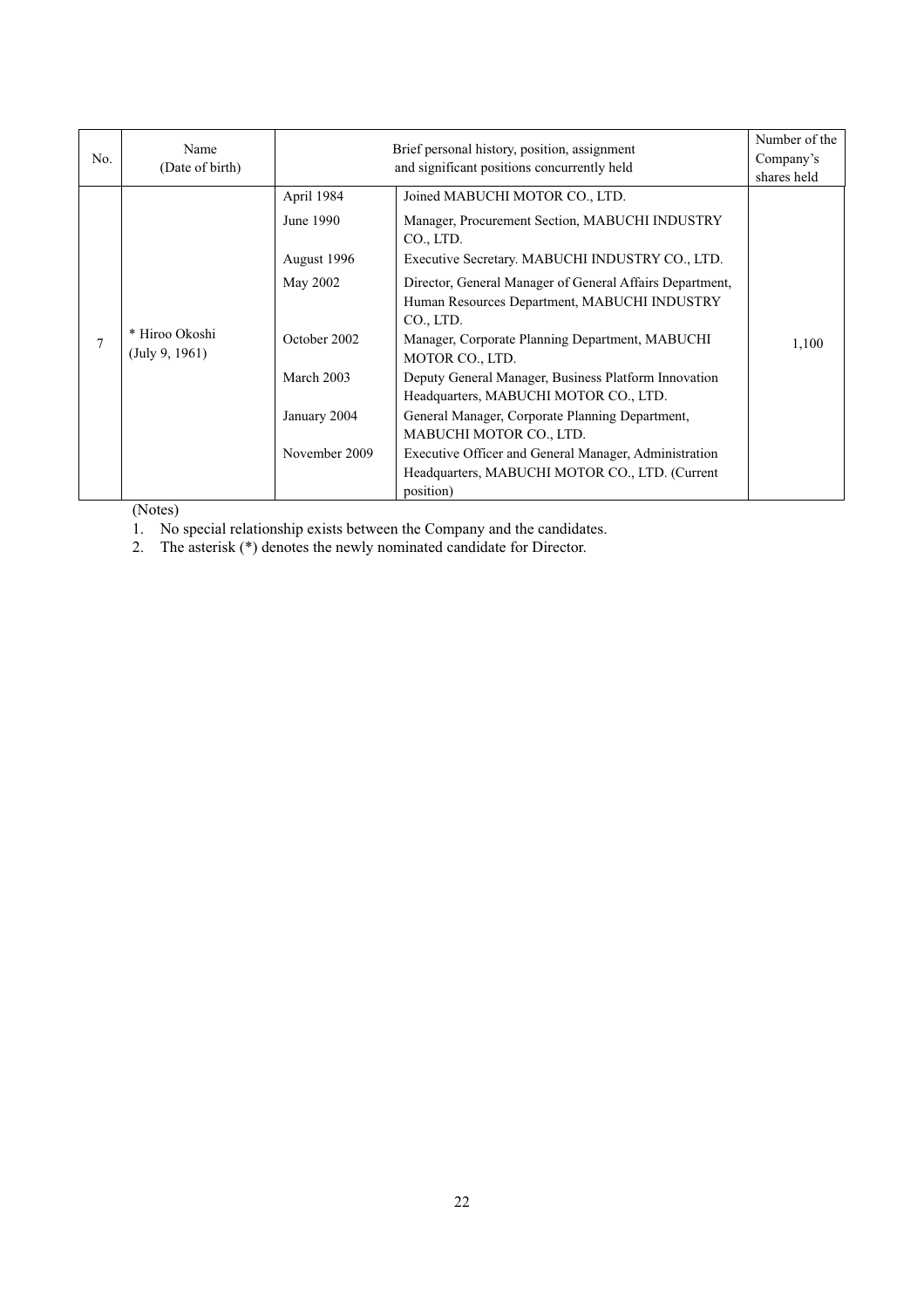| No. | Name (Date of birth) | Brief personal history, position, assignment and significant positions concurrently held | | Number of the Company's shares held |
|---|---|---|---|---|
| 7 | * Hiroo Okoshi (July 9, 1961) | April 1984 | Joined MABUCHI MOTOR CO., LTD. | 1,100 |
| | | June 1990 | Manager, Procurement Section, MABUCHI INDUSTRY CO., LTD. | |
| | | August 1996 | Executive Secretary. MABUCHI INDUSTRY CO., LTD. | |
| | | May 2002 | Director, General Manager of General Affairs Department, Human Resources Department, MABUCHI INDUSTRY CO., LTD. | |
| | | October 2002 | Manager, Corporate Planning Department, MABUCHI MOTOR CO., LTD. | |
| | | March 2003 | Deputy General Manager, Business Platform Innovation Headquarters, MABUCHI MOTOR CO., LTD. | |
| | | January 2004 | General Manager, Corporate Planning Department, MABUCHI MOTOR CO., LTD. | |
| | | November 2009 | Executive Officer and General Manager, Administration Headquarters, MABUCHI MOTOR CO., LTD. (Current position) | |

(Notes)

1. No special relationship exists between the Company and the candidates.
2. The asterisk (*) denotes the newly nominated candidate for Director.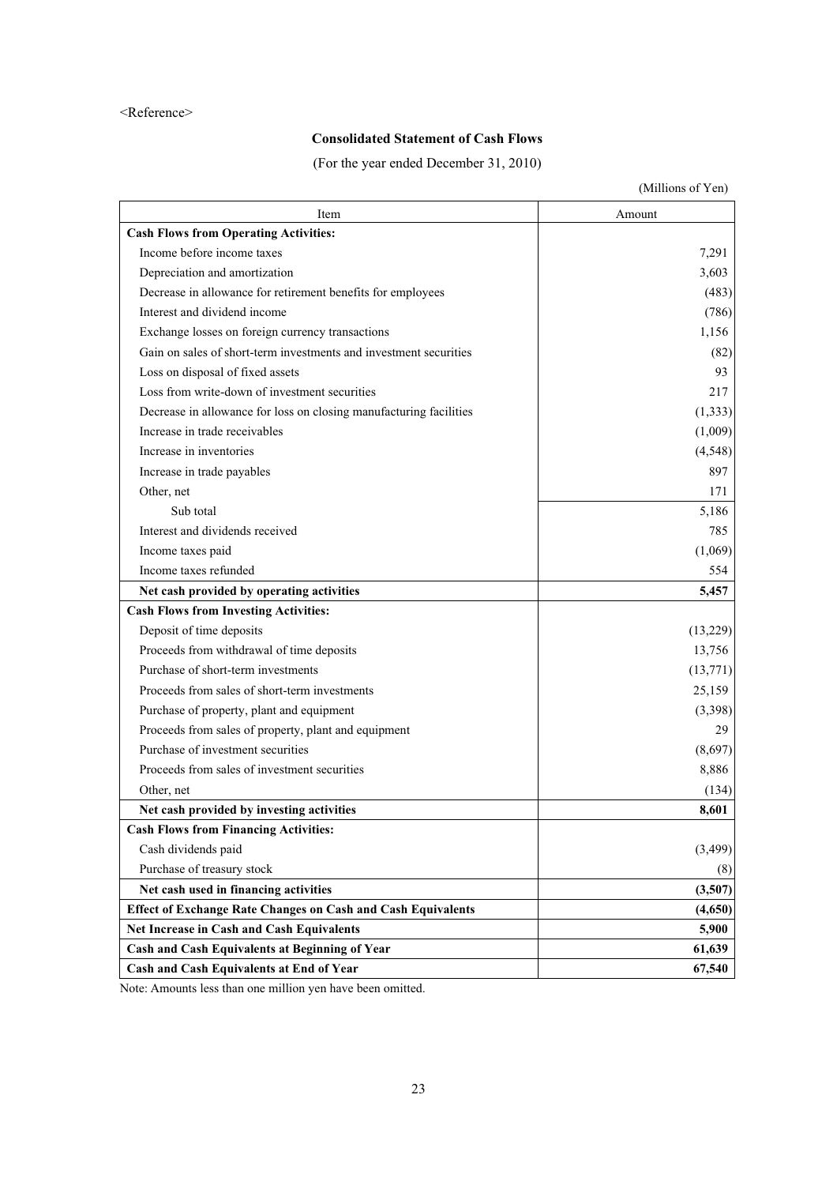<Reference>

## Consolidated Statement of Cash Flows

(For the year ended December 31, 2010)

(Millions of Yen)

| Item | Amount |
|---|---|
| **Cash Flows from Operating Activities:** | |
| Income before income taxes | 7,291 |
| Depreciation and amortization | 3,603 |
| Decrease in allowance for retirement benefits for employees | (483) |
| Interest and dividend income | (786) |
| Exchange losses on foreign currency transactions | 1,156 |
| Gain on sales of short-term investments and investment securities | (82) |
| Loss on disposal of fixed assets | 93 |
| Loss from write-down of investment securities | 217 |
| Decrease in allowance for loss on closing manufacturing facilities | (1,333) |
| Increase in trade receivables | (1,009) |
| Increase in inventories | (4,548) |
| Increase in trade payables | 897 |
| Other, net | 171 |
| Sub total | 5,186 |
| Interest and dividends received | 785 |
| Income taxes paid | (1,069) |
| Income taxes refunded | 554 |
| **Net cash provided by operating activities** | **5,457** |
| **Cash Flows from Investing Activities:** | |
| Deposit of time deposits | (13,229) |
| Proceeds from withdrawal of time deposits | 13,756 |
| Purchase of short-term investments | (13,771) |
| Proceeds from sales of short-term investments | 25,159 |
| Purchase of property, plant and equipment | (3,398) |
| Proceeds from sales of property, plant and equipment | 29 |
| Purchase of investment securities | (8,697) |
| Proceeds from sales of investment securities | 8,886 |
| Other, net | (134) |
| **Net cash provided by investing activities** | **8,601** |
| **Cash Flows from Financing Activities:** | |
| Cash dividends paid | (3,499) |
| Purchase of treasury stock | (8) |
| **Net cash used in financing activities** | **(3,507)** |
| **Effect of Exchange Rate Changes on Cash and Cash Equivalents** | **(4,650)** |
| **Net Increase in Cash and Cash Equivalents** | **5,900** |
| **Cash and Cash Equivalents at Beginning of Year** | **61,639** |
| **Cash and Cash Equivalents at End of Year** | **67,540** |

Note: Amounts less than one million yen have been omitted.